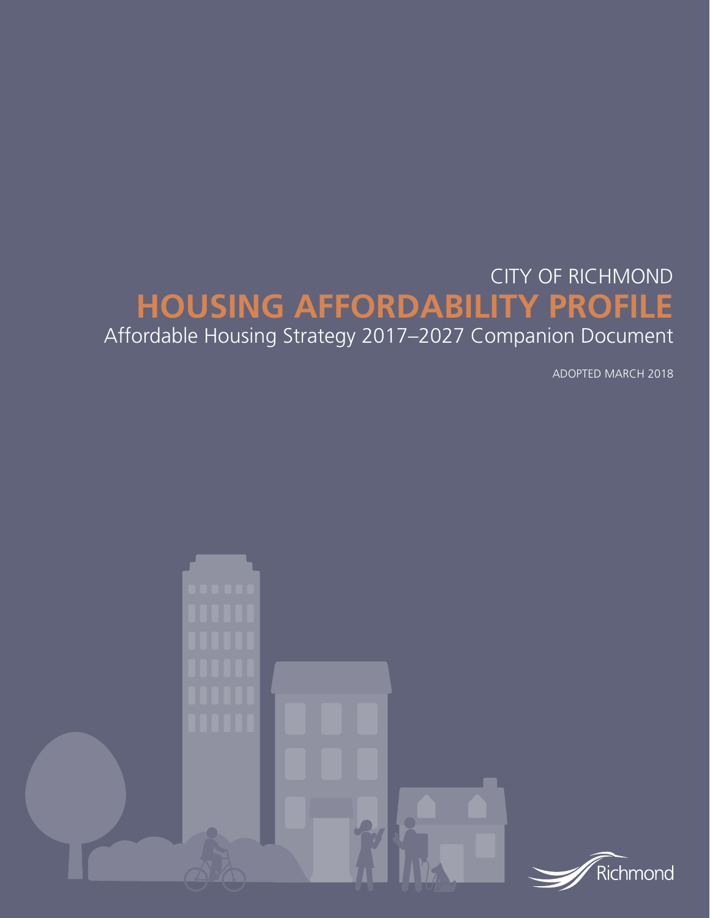CITY OF RICHMOND

# HOUSING AFFORDABILITY PROFILE

Affordable Housing Strategy 2017–2027 Companion Document

ADOPTED MARCH 2018

Richmond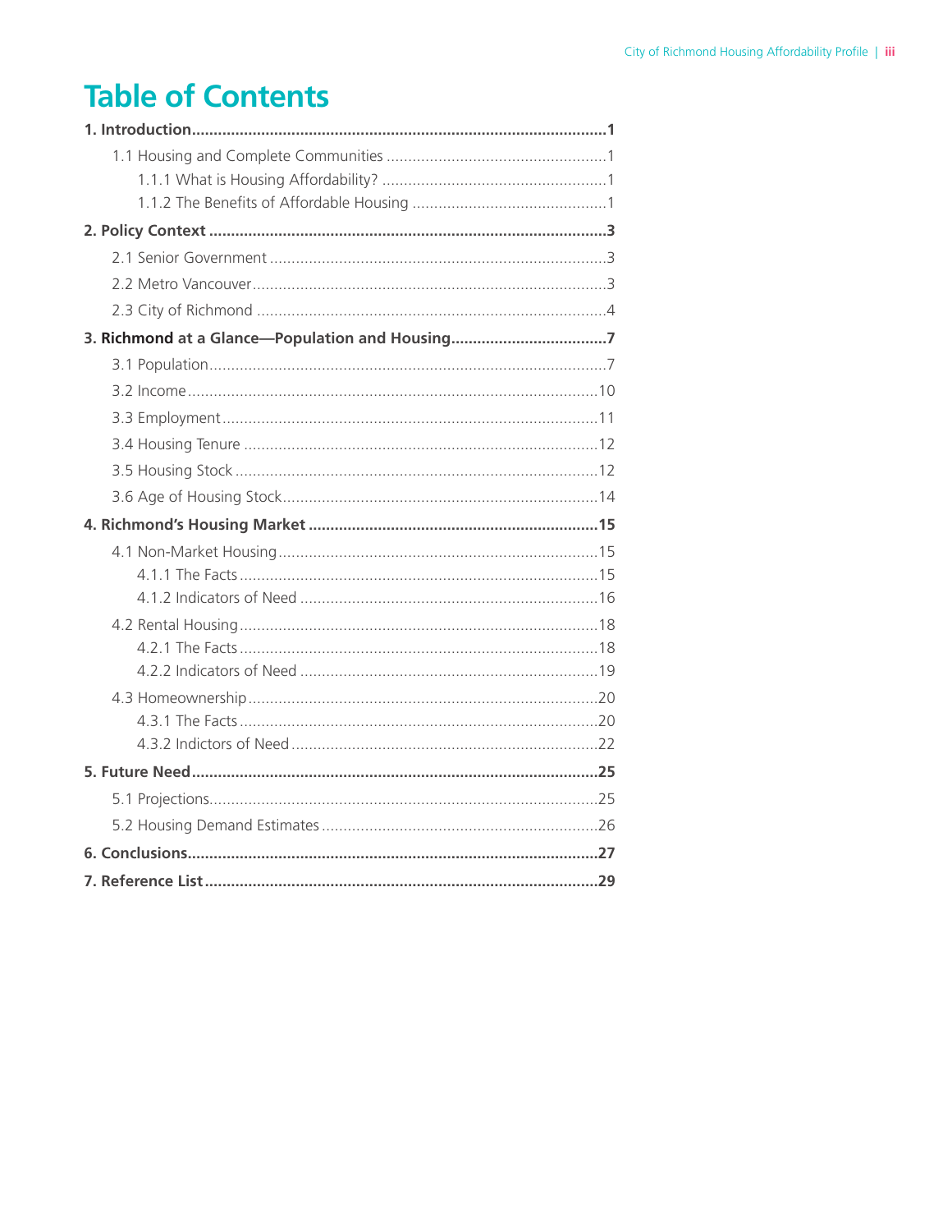# Table of Contents

**1. Introduction** ..... **1**

- 1.1 Housing and Complete Communities ..... 1
  - 1.1.1 What is Housing Affordability? ..... 1
  - 1.1.2 The Benefits of Affordable Housing ..... 1

**2. Policy Context** ..... **3**

- 2.1 Senior Government ..... 3
- 2.2 Metro Vancouver ..... 3
- 2.3 City of Richmond ..... 4

**3. Richmond at a Glance—Population and Housing** ..... **7**

- 3.1 Population ..... 7
- 3.2 Income ..... 10
- 3.3 Employment ..... 11
- 3.4 Housing Tenure ..... 12
- 3.5 Housing Stock ..... 12
- 3.6 Age of Housing Stock ..... 14

**4. Richmond's Housing Market** ..... **15**

- 4.1 Non-Market Housing ..... 15
  - 4.1.1 The Facts ..... 15
  - 4.1.2 Indicators of Need ..... 16
- 4.2 Rental Housing ..... 18
  - 4.2.1 The Facts ..... 18
  - 4.2.2 Indicators of Need ..... 19
- 4.3 Homeownership ..... 20
  - 4.3.1 The Facts ..... 20
  - 4.3.2 Indictors of Need ..... 22

**5. Future Need** ..... **25**

- 5.1 Projections ..... 25
- 5.2 Housing Demand Estimates ..... 26

**6. Conclusions** ..... **27**

**7. Reference List** ..... **29**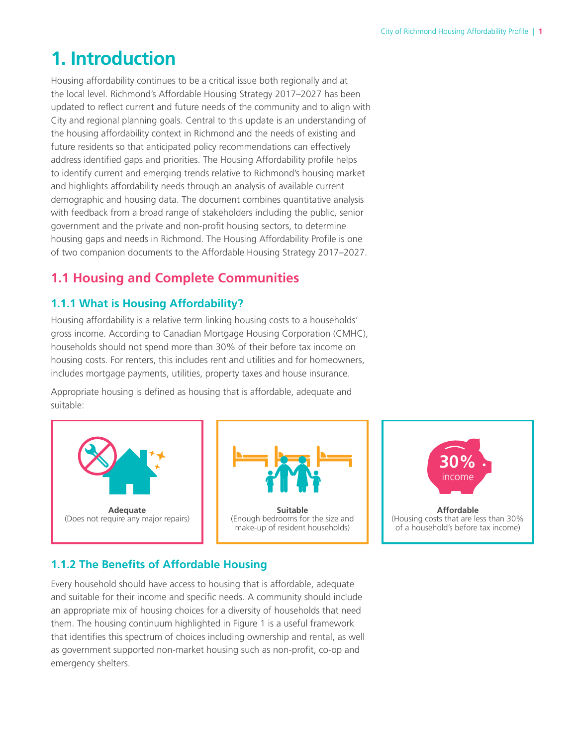# 1. Introduction

Housing affordability continues to be a critical issue both regionally and at the local level. Richmond's Affordable Housing Strategy 2017–2027 has been updated to reflect current and future needs of the community and to align with City and regional planning goals. Central to this update is an understanding of the housing affordability context in Richmond and the needs of existing and future residents so that anticipated policy recommendations can effectively address identified gaps and priorities. The Housing Affordability profile helps to identify current and emerging trends relative to Richmond's housing market and highlights affordability needs through an analysis of available current demographic and housing data. The document combines quantitative analysis with feedback from a broad range of stakeholders including the public, senior government and the private and non-profit housing sectors, to determine housing gaps and needs in Richmond. The Housing Affordability Profile is one of two companion documents to the Affordable Housing Strategy 2017–2027.

## 1.1 Housing and Complete Communities

### 1.1.1 What is Housing Affordability?

Housing affordability is a relative term linking housing costs to a households' gross income. According to Canadian Mortgage Housing Corporation (CMHC), households should not spend more than 30% of their before tax income on housing costs. For renters, this includes rent and utilities and for homeowners, includes mortgage payments, utilities, property taxes and house insurance.

Appropriate housing is defined as housing that is affordable, adequate and suitable:

**Adequate**
(Does not require any major repairs)

**Suitable**
(Enough bedrooms for the size and make-up of resident households)

30% income

**Affordable**
(Housing costs that are less than 30% of a household's before tax income)

### 1.1.2 The Benefits of Affordable Housing

Every household should have access to housing that is affordable, adequate and suitable for their income and specific needs. A community should include an appropriate mix of housing choices for a diversity of households that need them. The housing continuum highlighted in Figure 1 is a useful framework that identifies this spectrum of choices including ownership and rental, as well as government supported non-market housing such as non-profit, co-op and emergency shelters.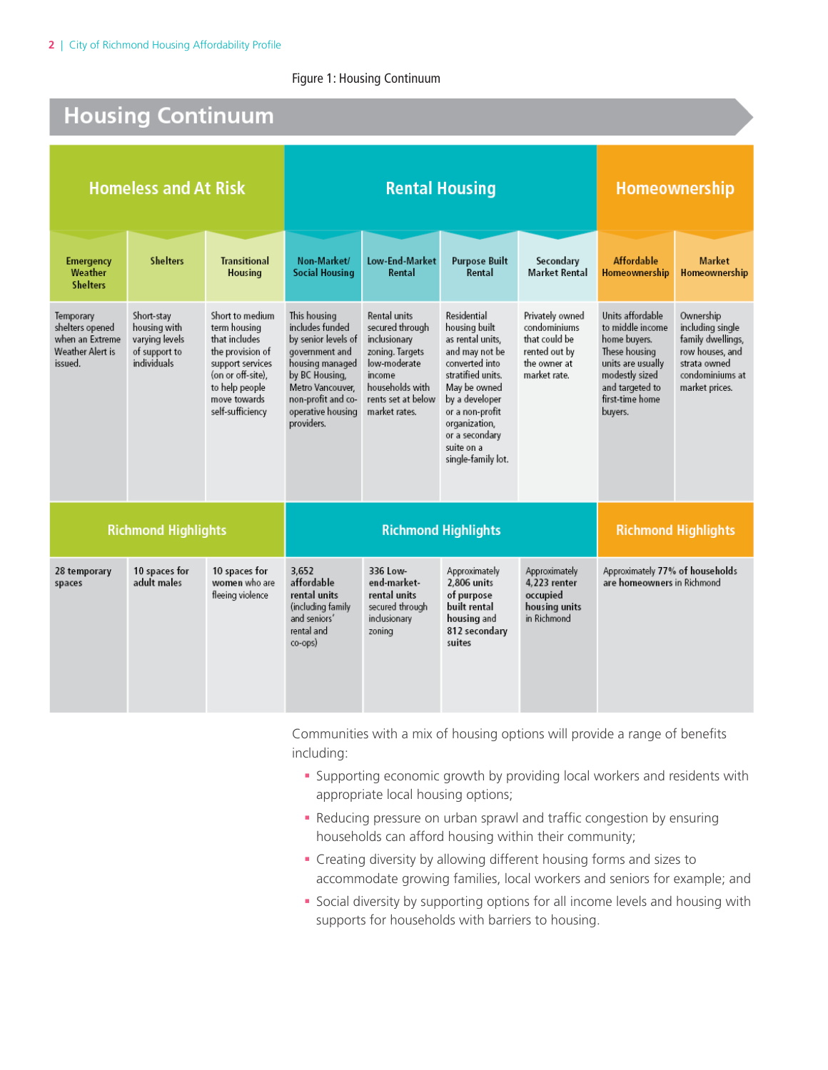Figure 1: Housing Continuum

## Housing Continuum

| Homeless and At Risk | | | Rental Housing | | | | Homeownership | |
|---|---|---|---|---|---|---|---|---|
| **Emergency Weather Shelters** | **Shelters** | **Transitional Housing** | **Non-Market/ Social Housing** | **Low-End-Market Rental** | **Purpose Built Rental** | **Secondary Market Rental** | **Affordable Homeownership** | **Market Homeownership** |
| Temporary shelters opened when an Extreme Weather Alert is issued. | Short-stay housing with varying levels of support to individuals | Short to medium term housing that includes the provision of support services (on or off-site), to help people move towards self-sufficiency | This housing includes funded by senior levels of government and housing managed by BC Housing, Metro Vancouver, non-profit and co-operative housing providers. | Rental units secured through inclusionary zoning. Targets low-moderate income households with rents set at below market rates. | Residential housing built as rental units, and may not be converted into stratified units. May be owned by a developer or a non-profit organization, or a secondary suite on a single-family lot. | Privately owned condominiums that could be rented out by the owner at market rate. | Units affordable to middle income home buyers. These housing units are usually modestly sized and targeted to first-time home buyers. | Ownership including single family dwellings, row houses, and strata owned condominiums at market prices. |
| **Richmond Highlights** | | | **Richmond Highlights** | | | | **Richmond Highlights** | |
| **28 temporary spaces** | **10 spaces for adult males** | **10 spaces for women** who are fleeing violence | **3,652 affordable rental units** (including family and seniors' rental and co-ops) | **336 Low-end-market rental units** secured through inclusionary zoning | Approximately **2,806 units of purpose built rental housing and 812 secondary suites** | Approximately **4,223 renter occupied housing units** in Richmond | Approximately **77% of households are homeowners** in Richmond | |

Communities with a mix of housing options will provide a range of benefits including:

- Supporting economic growth by providing local workers and residents with appropriate local housing options;
- Reducing pressure on urban sprawl and traffic congestion by ensuring households can afford housing within their community;
- Creating diversity by allowing different housing forms and sizes to accommodate growing families, local workers and seniors for example; and
- Social diversity by supporting options for all income levels and housing with supports for households with barriers to housing.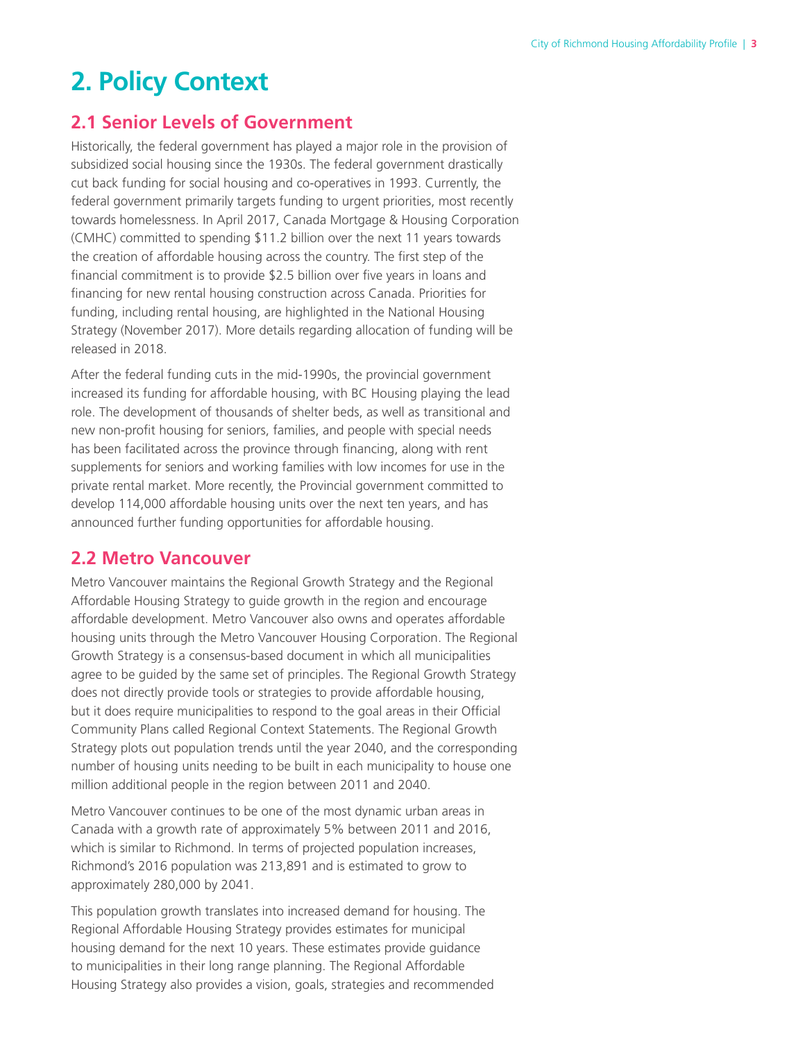# 2. Policy Context

## 2.1 Senior Levels of Government

Historically, the federal government has played a major role in the provision of subsidized social housing since the 1930s. The federal government drastically cut back funding for social housing and co-operatives in 1993. Currently, the federal government primarily targets funding to urgent priorities, most recently towards homelessness. In April 2017, Canada Mortgage & Housing Corporation (CMHC) committed to spending $11.2 billion over the next 11 years towards the creation of affordable housing across the country. The first step of the financial commitment is to provide $2.5 billion over five years in loans and financing for new rental housing construction across Canada. Priorities for funding, including rental housing, are highlighted in the National Housing Strategy (November 2017). More details regarding allocation of funding will be released in 2018.

After the federal funding cuts in the mid-1990s, the provincial government increased its funding for affordable housing, with BC Housing playing the lead role. The development of thousands of shelter beds, as well as transitional and new non-profit housing for seniors, families, and people with special needs has been facilitated across the province through financing, along with rent supplements for seniors and working families with low incomes for use in the private rental market. More recently, the Provincial government committed to develop 114,000 affordable housing units over the next ten years, and has announced further funding opportunities for affordable housing.

## 2.2 Metro Vancouver

Metro Vancouver maintains the Regional Growth Strategy and the Regional Affordable Housing Strategy to guide growth in the region and encourage affordable development. Metro Vancouver also owns and operates affordable housing units through the Metro Vancouver Housing Corporation. The Regional Growth Strategy is a consensus-based document in which all municipalities agree to be guided by the same set of principles. The Regional Growth Strategy does not directly provide tools or strategies to provide affordable housing, but it does require municipalities to respond to the goal areas in their Official Community Plans called Regional Context Statements. The Regional Growth Strategy plots out population trends until the year 2040, and the corresponding number of housing units needing to be built in each municipality to house one million additional people in the region between 2011 and 2040.

Metro Vancouver continues to be one of the most dynamic urban areas in Canada with a growth rate of approximately 5% between 2011 and 2016, which is similar to Richmond. In terms of projected population increases, Richmond's 2016 population was 213,891 and is estimated to grow to approximately 280,000 by 2041.

This population growth translates into increased demand for housing. The Regional Affordable Housing Strategy provides estimates for municipal housing demand for the next 10 years. These estimates provide guidance to municipalities in their long range planning. The Regional Affordable Housing Strategy also provides a vision, goals, strategies and recommended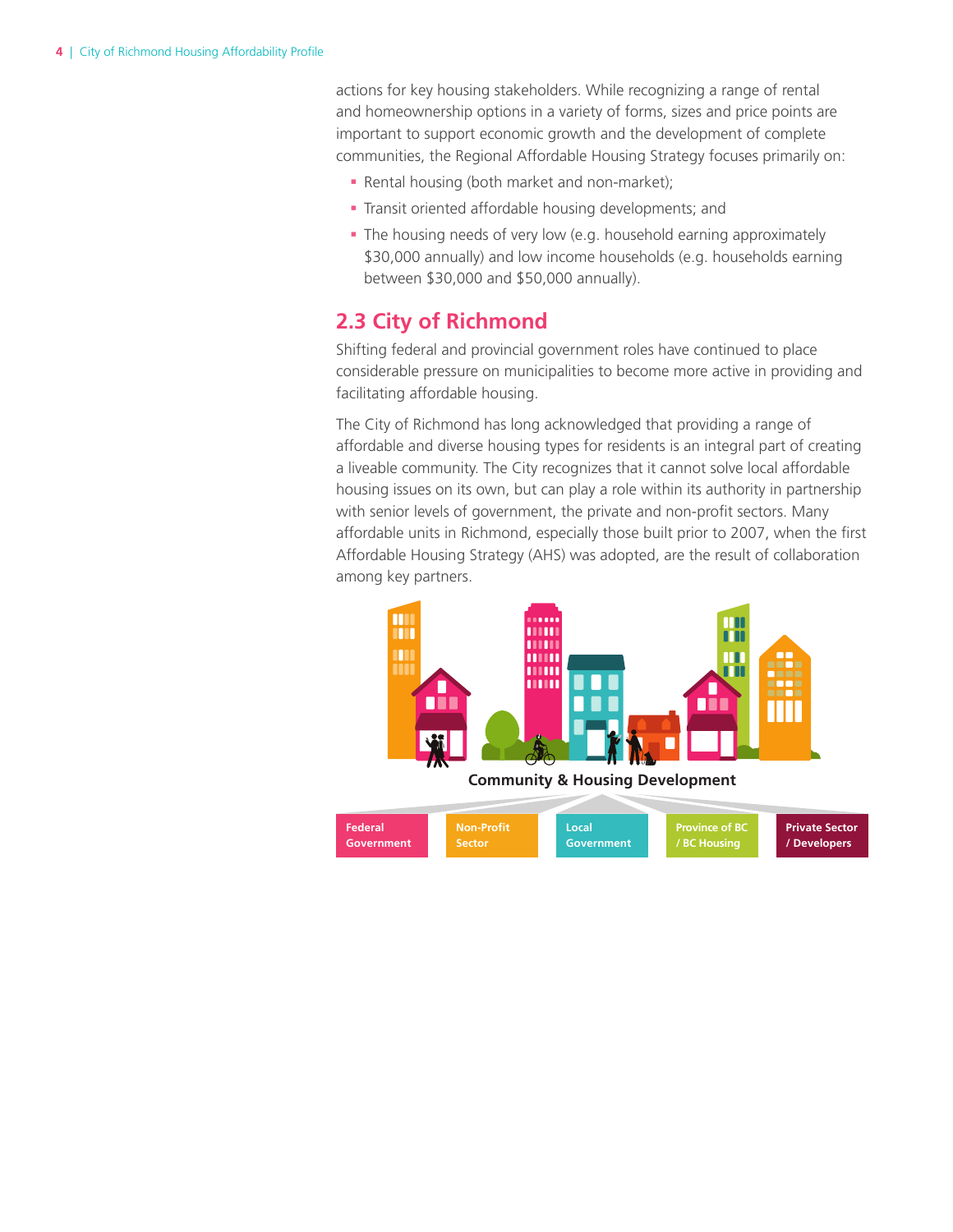actions for key housing stakeholders. While recognizing a range of rental and homeownership options in a variety of forms, sizes and price points are important to support economic growth and the development of complete communities, the Regional Affordable Housing Strategy focuses primarily on:

- Rental housing (both market and non-market);
- Transit oriented affordable housing developments; and
- The housing needs of very low (e.g. household earning approximately $30,000 annually) and low income households (e.g. households earning between $30,000 and $50,000 annually).

## 2.3 City of Richmond

Shifting federal and provincial government roles have continued to place considerable pressure on municipalities to become more active in providing and facilitating affordable housing.

The City of Richmond has long acknowledged that providing a range of affordable and diverse housing types for residents is an integral part of creating a liveable community. The City recognizes that it cannot solve local affordable housing issues on its own, but can play a role within its authority in partnership with senior levels of government, the private and non-profit sectors. Many affordable units in Richmond, especially those built prior to 2007, when the first Affordable Housing Strategy (AHS) was adopted, are the result of collaboration among key partners.

**Community & Housing Development**

Federal Government | Non-Profit Sector | Local Government | Province of BC / BC Housing | Private Sector / Developers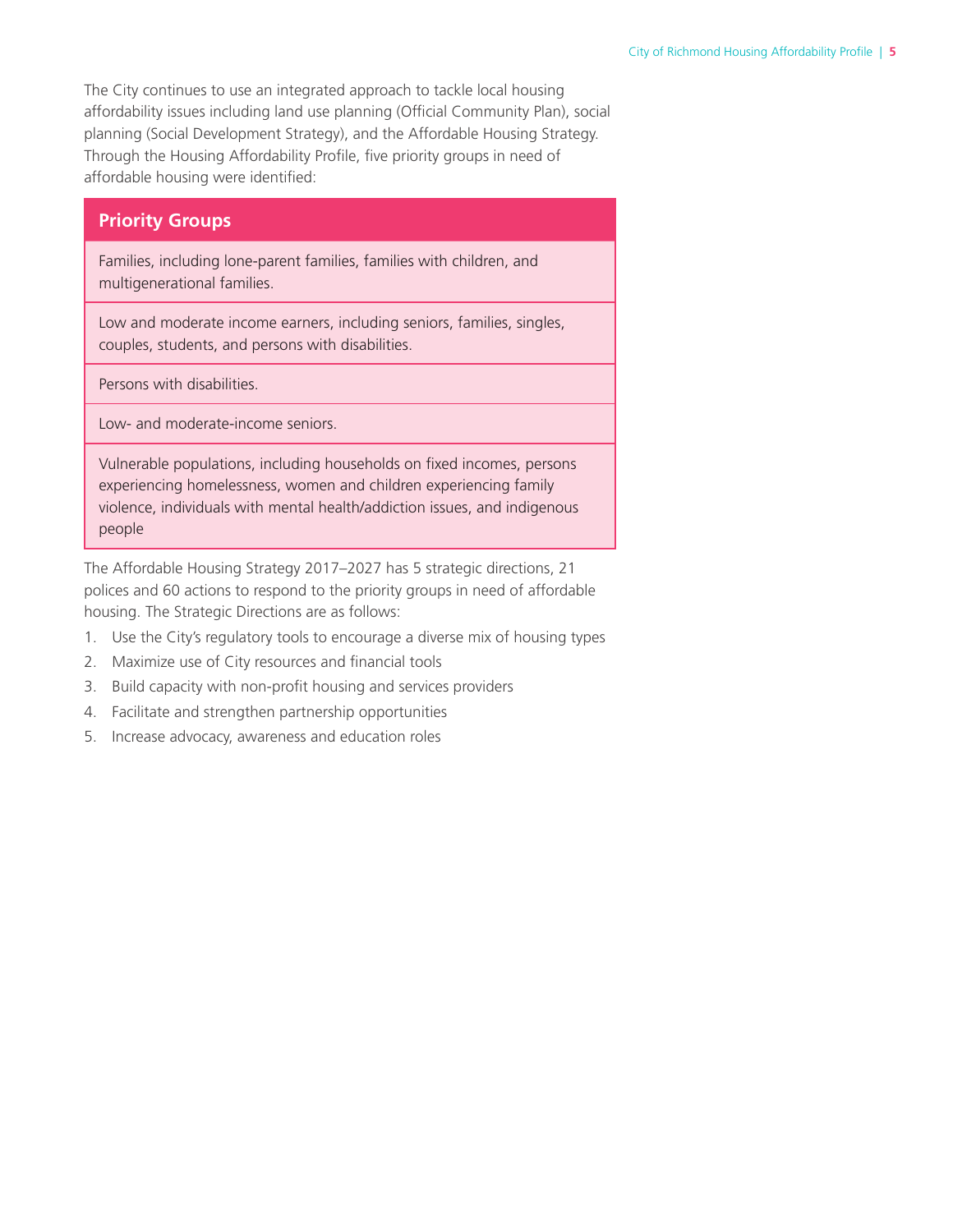The City continues to use an integrated approach to tackle local housing affordability issues including land use planning (Official Community Plan), social planning (Social Development Strategy), and the Affordable Housing Strategy. Through the Housing Affordability Profile, five priority groups in need of affordable housing were identified:

| Priority Groups |
| --- |
| Families, including lone-parent families, families with children, and multigenerational families. |
| Low and moderate income earners, including seniors, families, singles, couples, students, and persons with disabilities. |
| Persons with disabilities. |
| Low- and moderate-income seniors. |
| Vulnerable populations, including households on fixed incomes, persons experiencing homelessness, women and children experiencing family violence, individuals with mental health/addiction issues, and indigenous people |

The Affordable Housing Strategy 2017–2027 has 5 strategic directions, 21 polices and 60 actions to respond to the priority groups in need of affordable housing. The Strategic Directions are as follows:

1. Use the City's regulatory tools to encourage a diverse mix of housing types
2. Maximize use of City resources and financial tools
3. Build capacity with non-profit housing and services providers
4. Facilitate and strengthen partnership opportunities
5. Increase advocacy, awareness and education roles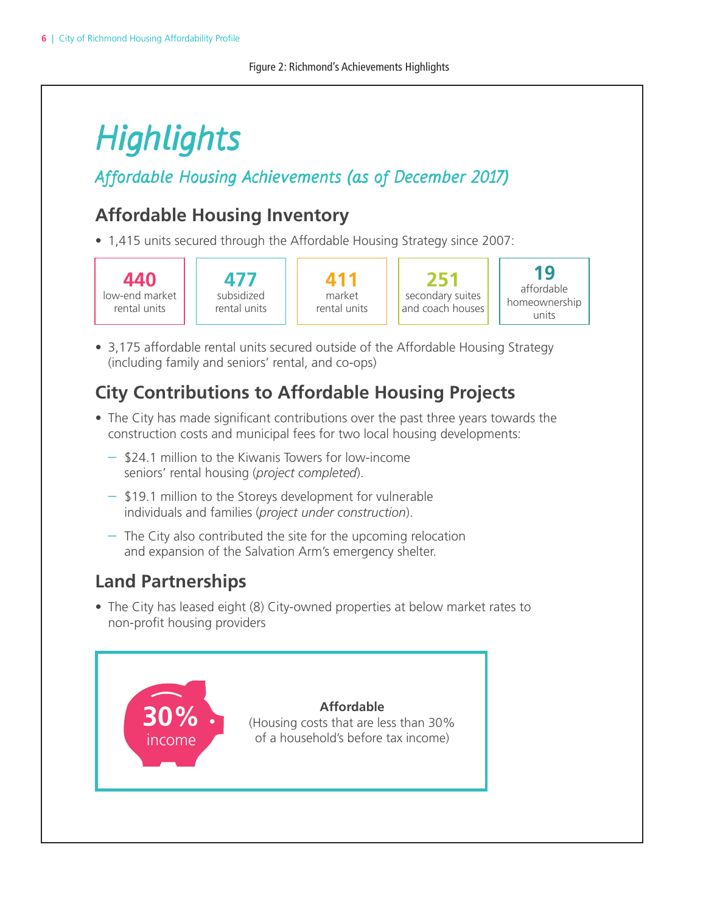Figure 2: Richmond's Achievements Highlights

# *Highlights*

## *Affordable Housing Achievements (as of December 2017)*

### Affordable Housing Inventory

- 1,415 units secured through the Affordable Housing Strategy since 2007:

| **440** low-end market rental units | **477** subsidized rental units | **411** market rental units | **251** secondary suites and coach houses | **19** affordable homeownership units |
|---|---|---|---|---|

- 3,175 affordable rental units secured outside of the Affordable Housing Strategy (including family and seniors' rental, and co-ops)

### City Contributions to Affordable Housing Projects

- The City has made significant contributions over the past three years towards the construction costs and municipal fees for two local housing developments:
  - $24.1 million to the Kiwanis Towers for low-income seniors' rental housing (*project completed*).
  - $19.1 million to the Storeys development for vulnerable individuals and families (*project under construction*).
  - The City also contributed the site for the upcoming relocation and expansion of the Salvation Arm's emergency shelter.

### Land Partnerships

- The City has leased eight (8) City-owned properties at below market rates to non-profit housing providers

**30%** income

**Affordable**
(Housing costs that are less than 30% of a household's before tax income)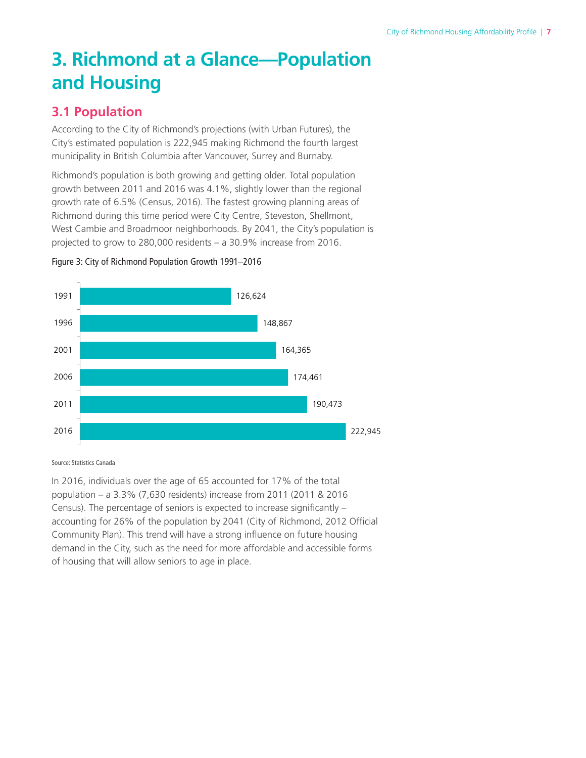# 3. Richmond at a Glance—Population and Housing

## 3.1 Population

According to the City of Richmond's projections (with Urban Futures), the City's estimated population is 222,945 making Richmond the fourth largest municipality in British Columbia after Vancouver, Surrey and Burnaby.

Richmond's population is both growing and getting older. Total population growth between 2011 and 2016 was 4.1%, slightly lower than the regional growth rate of 6.5% (Census, 2016). The fastest growing planning areas of Richmond during this time period were City Centre, Steveston, Shellmont, West Cambie and Broadmoor neighborhoods. By 2041, the City's population is projected to grow to 280,000 residents – a 30.9% increase from 2016.

Figure 3: City of Richmond Population Growth 1991–2016

| Year | Population |
|---|---|
| 1991 | 126,624 |
| 1996 | 148,867 |
| 2001 | 164,365 |
| 2006 | 174,461 |
| 2011 | 190,473 |
| 2016 | 222,945 |

Source: Statistics Canada

In 2016, individuals over the age of 65 accounted for 17% of the total population – a 3.3% (7,630 residents) increase from 2011 (2011 & 2016 Census). The percentage of seniors is expected to increase significantly – accounting for 26% of the population by 2041 (City of Richmond, 2012 Official Community Plan). This trend will have a strong influence on future housing demand in the City, such as the need for more affordable and accessible forms of housing that will allow seniors to age in place.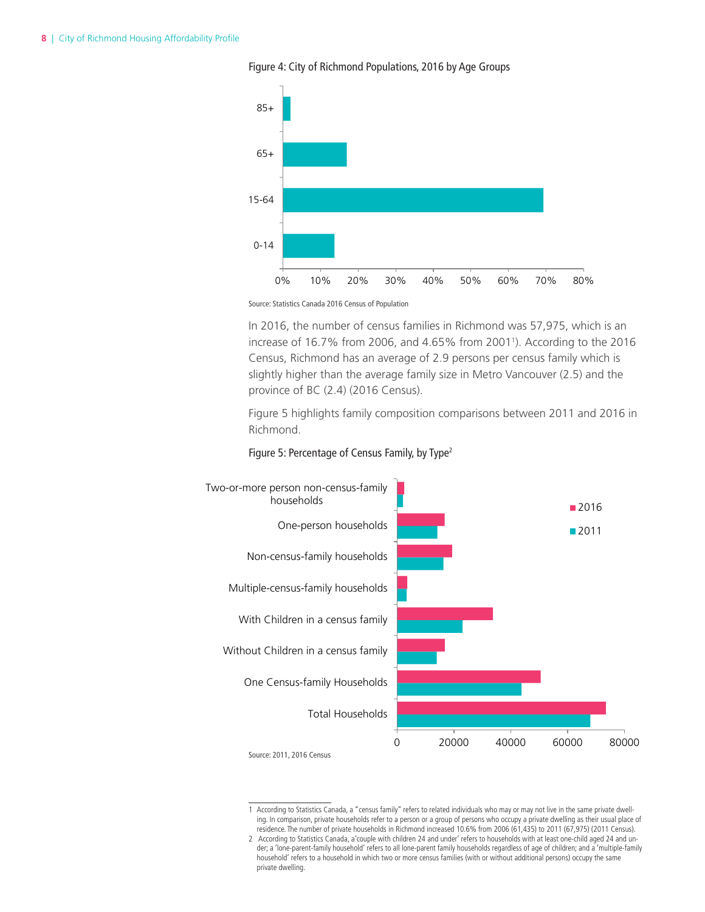Figure 4: City of Richmond Populations, 2016 by Age Groups

Source: Statistics Canada 2016 Census of Population

In 2016, the number of census families in Richmond was 57,975, which is an increase of 16.7% from 2006, and 4.65% from 2001[1]). According to the 2016 Census, Richmond has an average of 2.9 persons per census family which is slightly higher than the average family size in Metro Vancouver (2.5) and the province of BC (2.4) (2016 Census).

Figure 5 highlights family composition comparisons between 2011 and 2016 in Richmond.

Figure 5: Percentage of Census Family, by Type[2]

Source: 2011, 2016 Census

1 According to Statistics Canada, a "census family" refers to related individuals who may or may not live in the same private dwelling. In comparison, private households refer to a person or a group of persons who occupy a private dwelling as their usual place of residence. The number of private households in Richmond increased 10.6% from 2006 (61,435) to 2011 (67,975) (2011 Census).

2 According to Statistics Canada, a 'couple with children 24 and under' refers to households with at least one-child aged 24 and under; a 'lone-parent-family household' refers to all lone-parent family households regardless of age of children; and a 'multiple-family household' refers to a household in which two or more census families (with or without additional persons) occupy the same private dwelling.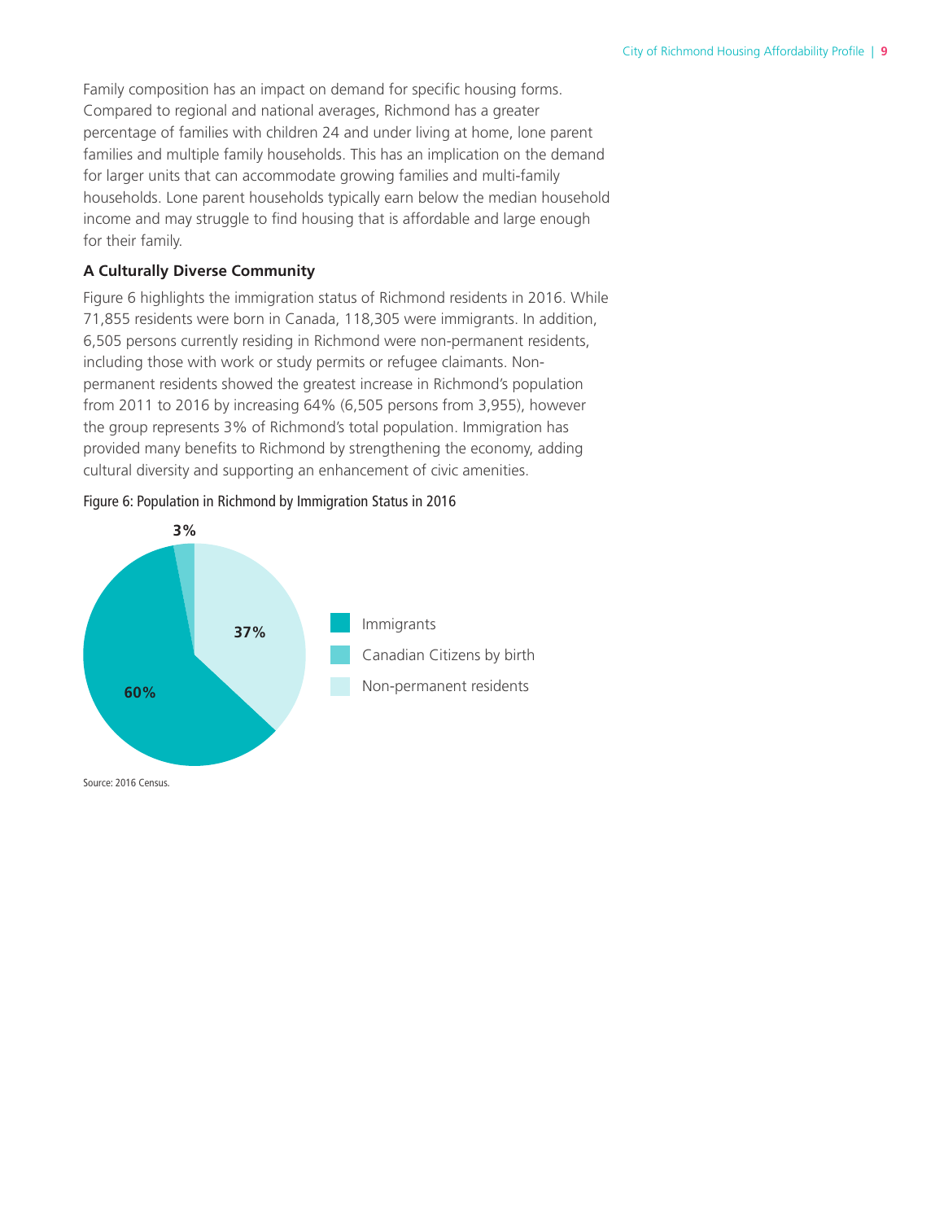Family composition has an impact on demand for specific housing forms. Compared to regional and national averages, Richmond has a greater percentage of families with children 24 and under living at home, lone parent families and multiple family households. This has an implication on the demand for larger units that can accommodate growing families and multi-family households. Lone parent households typically earn below the median household income and may struggle to find housing that is affordable and large enough for their family.

**A Culturally Diverse Community**

Figure 6 highlights the immigration status of Richmond residents in 2016. While 71,855 residents were born in Canada, 118,305 were immigrants. In addition, 6,505 persons currently residing in Richmond were non-permanent residents, including those with work or study permits or refugee claimants. Non-permanent residents showed the greatest increase in Richmond's population from 2011 to 2016 by increasing 64% (6,505 persons from 3,955), however the group represents 3% of Richmond's total population. Immigration has provided many benefits to Richmond by strengthening the economy, adding cultural diversity and supporting an enhancement of civic amenities.

Figure 6: Population in Richmond by Immigration Status in 2016

| Immigration Status | Share |
| --- | --- |
| Immigrants | 60% |
| Canadian Citizens by birth | 37% |
| Non-permanent residents | 3% |

Source: 2016 Census.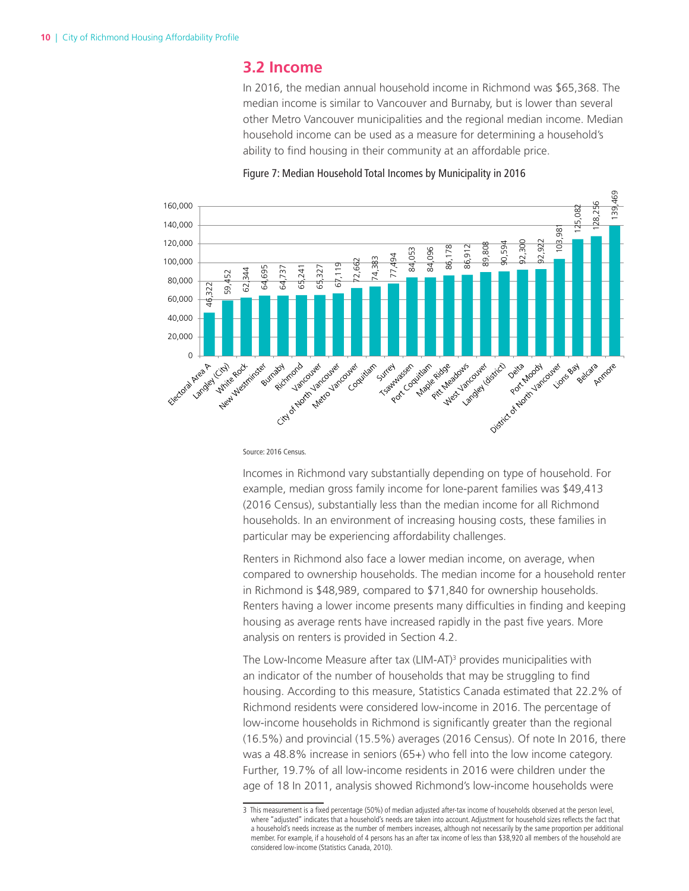## 3.2 Income

In 2016, the median annual household income in Richmond was $65,368. The median income is similar to Vancouver and Burnaby, but is lower than several other Metro Vancouver municipalities and the regional median income. Median household income can be used as a measure for determining a household's ability to find housing in their community at an affordable price.

Figure 7: Median Household Total Incomes by Municipality in 2016

| Municipality | Median Household Total Income |
|---|---|
| Electoral Area A | 46,322 |
| Langley (City) | 59,452 |
| White Rock | 62,344 |
| New Westminster | 64,695 |
| Burnaby | 64,737 |
| Richmond | 65,241 |
| Vancouver | 65,327 |
| City of North Vancouver | 67,119 |
| Metro Vancouver | 72,662 |
| Coquitlam | 74,383 |
| Surrey | 77,494 |
| Tsawwassen | 84,053 |
| Port Coquitlam | 84,096 |
| Maple Ridge | 86,178 |
| Pitt Meadows | 86,912 |
| West Vancouver | 89,808 |
| Langley (district) | 90,594 |
| Delta | 92,300 |
| Port Moody | 92,922 |
| District of North Vancouver | 103,981 |
| Lions Bay | 125,082 |
| Belcara | 128,256 |
| Anmore | 139,469 |

Source: 2016 Census.

Incomes in Richmond vary substantially depending on type of household. For example, median gross family income for lone-parent families was $49,413 (2016 Census), substantially less than the median income for all Richmond households. In an environment of increasing housing costs, these families in particular may be experiencing affordability challenges.

Renters in Richmond also face a lower median income, on average, when compared to ownership households. The median income for a household renter in Richmond is $48,989, compared to $71,840 for ownership households. Renters having a lower income presents many difficulties in finding and keeping housing as average rents have increased rapidly in the past five years. More analysis on renters is provided in Section 4.2.

The Low-Income Measure after tax (LIM-AT)[3] provides municipalities with an indicator of the number of households that may be struggling to find housing. According to this measure, Statistics Canada estimated that 22.2% of Richmond residents were considered low-income in 2016. The percentage of low-income households in Richmond is significantly greater than the regional (16.5%) and provincial (15.5%) averages (2016 Census). Of note In 2016, there was a 48.8% increase in seniors (65+) who fell into the low income category. Further, 19.7% of all low-income residents in 2016 were children under the age of 18 In 2011, analysis showed Richmond's low-income households were

3 This measurement is a fixed percentage (50%) of median adjusted after-tax income of households observed at the person level, where "adjusted" indicates that a household's needs are taken into account. Adjustment for household sizes reflects the fact that a household's needs increase as the number of members increases, although not necessarily by the same proportion per additional member. For example, if a household of 4 persons has an after tax income of less than $38,920 all members of the household are considered low-income (Statistics Canada, 2010).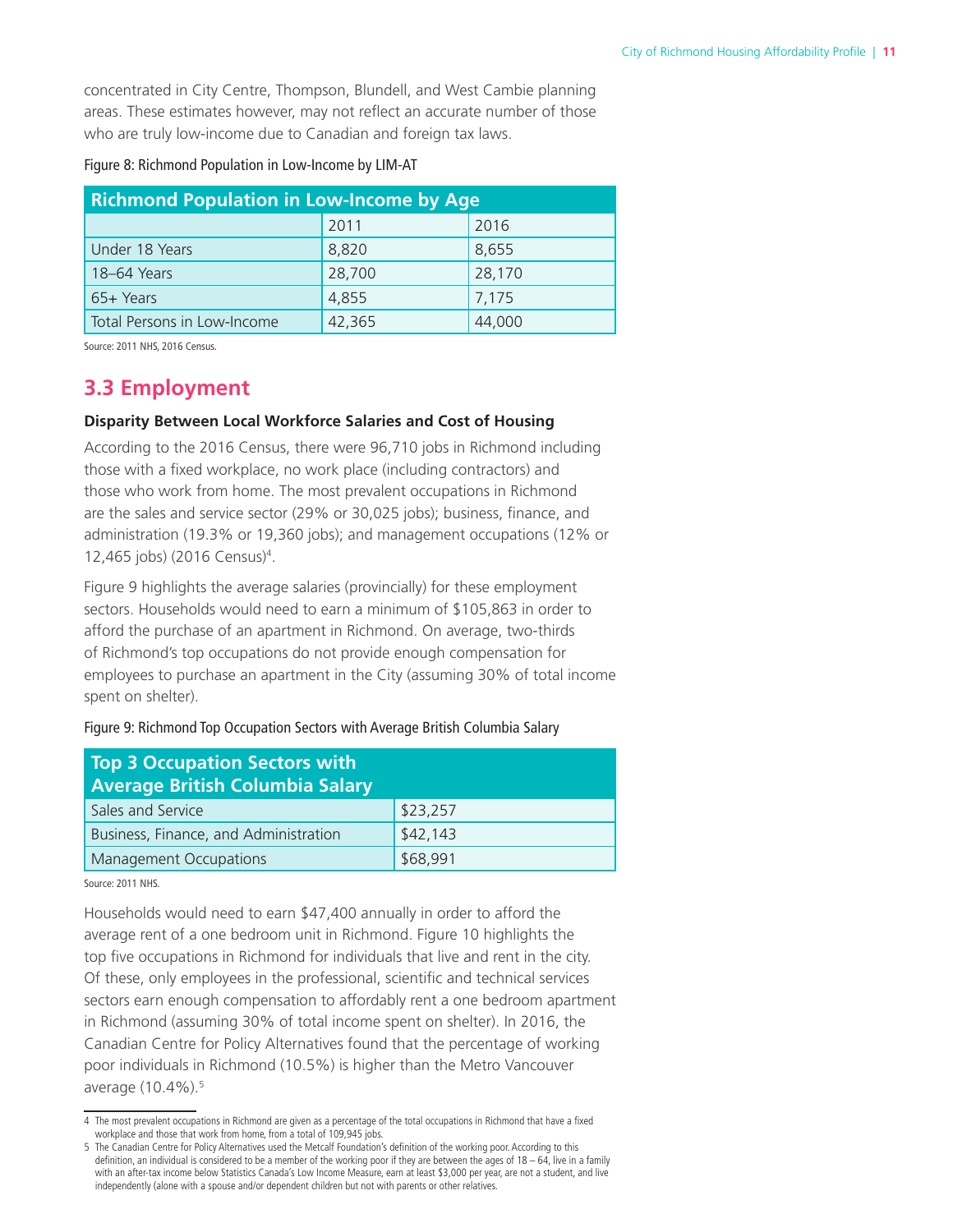concentrated in City Centre, Thompson, Blundell, and West Cambie planning areas. These estimates however, may not reflect an accurate number of those who are truly low-income due to Canadian and foreign tax laws.

Figure 8: Richmond Population in Low-Income by LIM-AT

| Richmond Population in Low-Income by Age | | |
|---|---|---|
| | 2011 | 2016 |
| Under 18 Years | 8,820 | 8,655 |
| 18–64 Years | 28,700 | 28,170 |
| 65+ Years | 4,855 | 7,175 |
| Total Persons in Low-Income | 42,365 | 44,000 |

Source: 2011 NHS, 2016 Census.

## 3.3 Employment

**Disparity Between Local Workforce Salaries and Cost of Housing**

According to the 2016 Census, there were 96,710 jobs in Richmond including those with a fixed workplace, no work place (including contractors) and those who work from home. The most prevalent occupations in Richmond are the sales and service sector (29% or 30,025 jobs); business, finance, and administration (19.3% or 19,360 jobs); and management occupations (12% or 12,465 jobs) (2016 Census)[4].

Figure 9 highlights the average salaries (provincially) for these employment sectors. Households would need to earn a minimum of $105,863 in order to afford the purchase of an apartment in Richmond. On average, two-thirds of Richmond's top occupations do not provide enough compensation for employees to purchase an apartment in the City (assuming 30% of total income spent on shelter).

Figure 9: Richmond Top Occupation Sectors with Average British Columbia Salary

| Top 3 Occupation Sectors with Average British Columbia Salary | |
|---|---|
| Sales and Service | $23,257 |
| Business, Finance, and Administration | $42,143 |
| Management Occupations | $68,991 |

Source: 2011 NHS.

Households would need to earn $47,400 annually in order to afford the average rent of a one bedroom unit in Richmond. Figure 10 highlights the top five occupations in Richmond for individuals that live and rent in the city. Of these, only employees in the professional, scientific and technical services sectors earn enough compensation to affordably rent a one bedroom apartment in Richmond (assuming 30% of total income spent on shelter). In 2016, the Canadian Centre for Policy Alternatives found that the percentage of working poor individuals in Richmond (10.5%) is higher than the Metro Vancouver average (10.4%).[5]

4 The most prevalent occupations in Richmond are given as a percentage of the total occupations in Richmond that have a fixed workplace and those that work from home, from a total of 109,945 jobs.

5 The Canadian Centre for Policy Alternatives used the Metcalf Foundation's definition of the working poor. According to this definition, an individual is considered to be a member of the working poor if they are between the ages of 18 – 64, live in a family with an after-tax income below Statistics Canada's Low Income Measure, earn at least $3,000 per year, are not a student, and live independently (alone with a spouse and/or dependent children but not with parents or other relatives.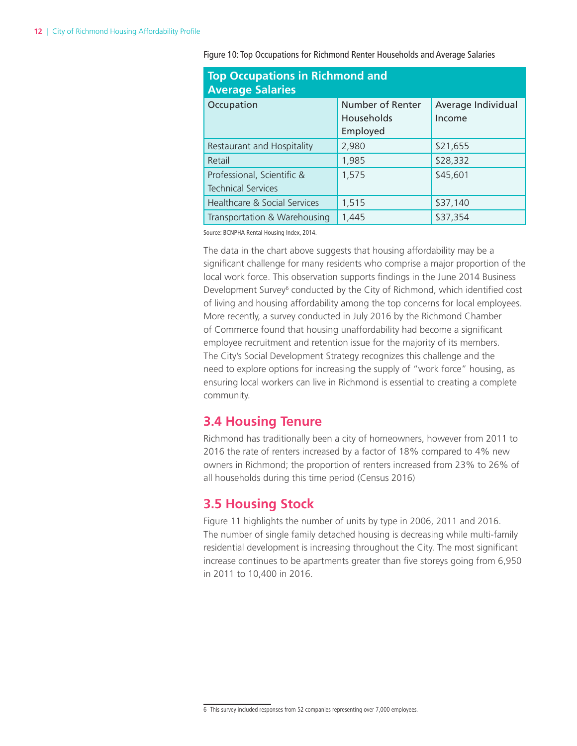Figure 10: Top Occupations for Richmond Renter Households and Average Salaries

| Top Occupations in Richmond and Average Salaries | | |
|---|---|---|
| Occupation | Number of Renter Households Employed | Average Individual Income |
| Restaurant and Hospitality | 2,980 | $21,655 |
| Retail | 1,985 | $28,332 |
| Professional, Scientific & Technical Services | 1,575 | $45,601 |
| Healthcare & Social Services | 1,515 | $37,140 |
| Transportation & Warehousing | 1,445 | $37,354 |

Source: BCNPHA Rental Housing Index, 2014.

The data in the chart above suggests that housing affordability may be a significant challenge for many residents who comprise a major proportion of the local work force. This observation supports findings in the June 2014 Business Development Survey[6] conducted by the City of Richmond, which identified cost of living and housing affordability among the top concerns for local employees. More recently, a survey conducted in July 2016 by the Richmond Chamber of Commerce found that housing unaffordability had become a significant employee recruitment and retention issue for the majority of its members. The City's Social Development Strategy recognizes this challenge and the need to explore options for increasing the supply of "work force" housing, as ensuring local workers can live in Richmond is essential to creating a complete community.

## 3.4 Housing Tenure

Richmond has traditionally been a city of homeowners, however from 2011 to 2016 the rate of renters increased by a factor of 18% compared to 4% new owners in Richmond; the proportion of renters increased from 23% to 26% of all households during this time period (Census 2016)

## 3.5 Housing Stock

Figure 11 highlights the number of units by type in 2006, 2011 and 2016. The number of single family detached housing is decreasing while multi-family residential development is increasing throughout the City. The most significant increase continues to be apartments greater than five storeys going from 6,950 in 2011 to 10,400 in 2016.

6 This survey included responses from 52 companies representing over 7,000 employees.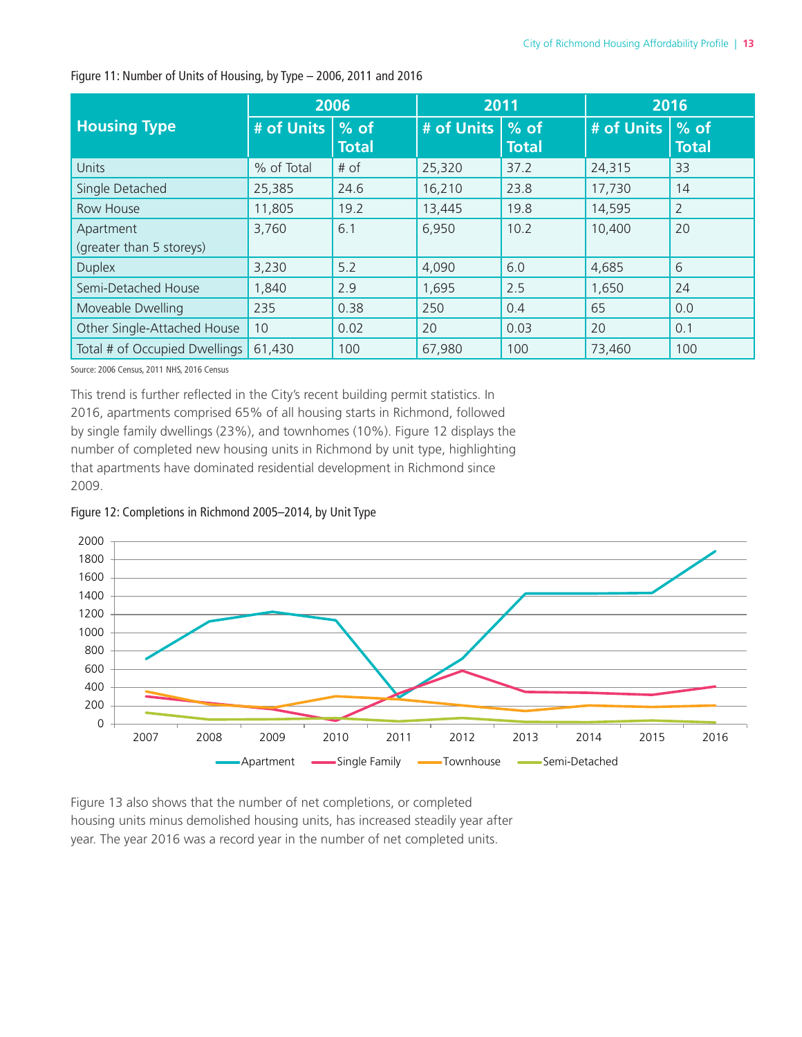Figure 11: Number of Units of Housing, by Type – 2006, 2011 and 2016

| Housing Type | 2006 | | 2011 | | 2016 | |
|---|---|---|---|---|---|---|
| | # of Units | % of Total | # of Units | % of Total | # of Units | % of Total |
| Units | % of Total | # of | 25,320 | 37.2 | 24,315 | 33 |
| Single Detached | 25,385 | 24.6 | 16,210 | 23.8 | 17,730 | 14 |
| Row House | 11,805 | 19.2 | 13,445 | 19.8 | 14,595 | 2 |
| Apartment (greater than 5 storeys) | 3,760 | 6.1 | 6,950 | 10.2 | 10,400 | 20 |
| Duplex | 3,230 | 5.2 | 4,090 | 6.0 | 4,685 | 6 |
| Semi-Detached House | 1,840 | 2.9 | 1,695 | 2.5 | 1,650 | 24 |
| Moveable Dwelling | 235 | 0.38 | 250 | 0.4 | 65 | 0.0 |
| Other Single-Attached House | 10 | 0.02 | 20 | 0.03 | 20 | 0.1 |
| Total # of Occupied Dwellings | 61,430 | 100 | 67,980 | 100 | 73,460 | 100 |

Source: 2006 Census, 2011 NHS, 2016 Census

This trend is further reflected in the City's recent building permit statistics. In 2016, apartments comprised 65% of all housing starts in Richmond, followed by single family dwellings (23%), and townhomes (10%). Figure 12 displays the number of completed new housing units in Richmond by unit type, highlighting that apartments have dominated residential development in Richmond since 2009.

Figure 12: Completions in Richmond 2005–2014, by Unit Type

Figure 13 also shows that the number of net completions, or completed housing units minus demolished housing units, has increased steadily year after year. The year 2016 was a record year in the number of net completed units.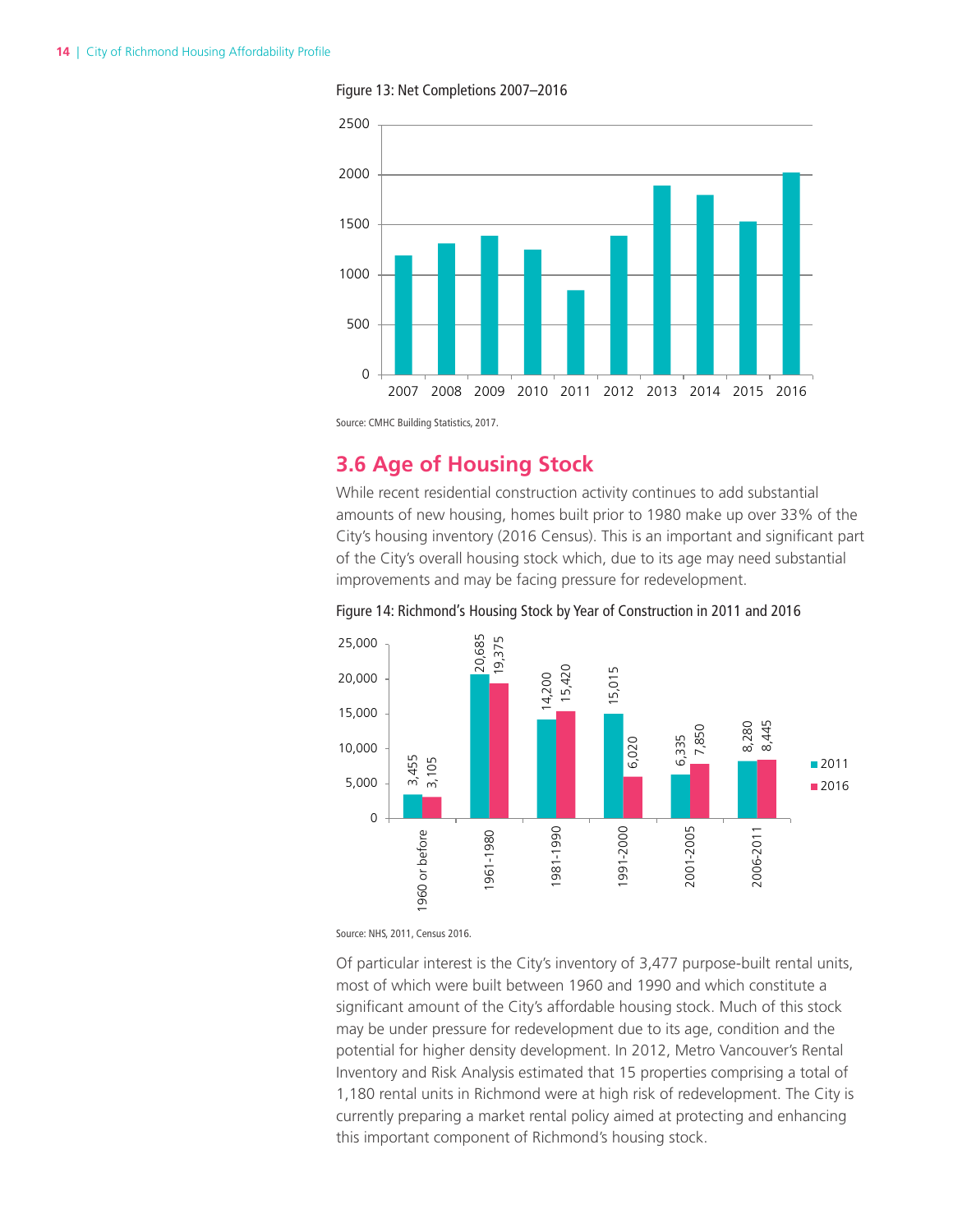Figure 13: Net Completions 2007–2016

Source: CMHC Building Statistics, 2017.

## 3.6 Age of Housing Stock

While recent residential construction activity continues to add substantial amounts of new housing, homes built prior to 1980 make up over 33% of the City's housing inventory (2016 Census). This is an important and significant part of the City's overall housing stock which, due to its age may need substantial improvements and may be facing pressure for redevelopment.

Figure 14: Richmond's Housing Stock by Year of Construction in 2011 and 2016

| Period | 2011 | 2016 |
|---|---|---|
| 1960 or before | 3,455 | 3,105 |
| 1961-1980 | 20,685 | 19,375 |
| 1981-1990 | 14,200 | 15,420 |
| 1991-2000 | 15,015 | 6,020 |
| 2001-2005 | 6,335 | 7,850 |
| 2006-2011 | 8,280 | 8,445 |

Source: NHS, 2011, Census 2016.

Of particular interest is the City's inventory of 3,477 purpose-built rental units, most of which were built between 1960 and 1990 and which constitute a significant amount of the City's affordable housing stock. Much of this stock may be under pressure for redevelopment due to its age, condition and the potential for higher density development. In 2012, Metro Vancouver's Rental Inventory and Risk Analysis estimated that 15 properties comprising a total of 1,180 rental units in Richmond were at high risk of redevelopment. The City is currently preparing a market rental policy aimed at protecting and enhancing this important component of Richmond's housing stock.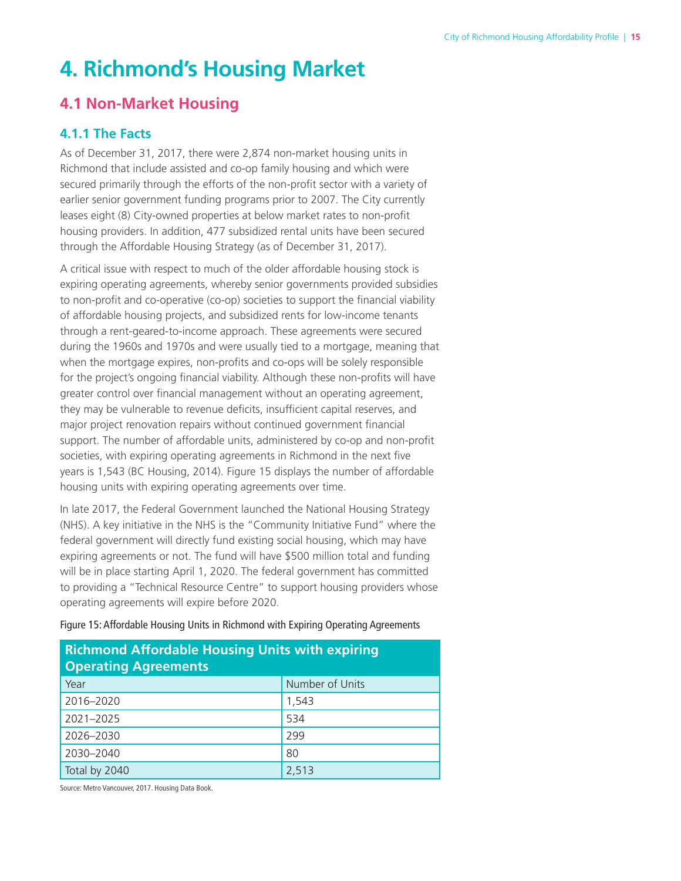# 4. Richmond's Housing Market

## 4.1 Non-Market Housing

### 4.1.1 The Facts

As of December 31, 2017, there were 2,874 non-market housing units in Richmond that include assisted and co-op family housing and which were secured primarily through the efforts of the non-profit sector with a variety of earlier senior government funding programs prior to 2007. The City currently leases eight (8) City-owned properties at below market rates to non-profit housing providers. In addition, 477 subsidized rental units have been secured through the Affordable Housing Strategy (as of December 31, 2017).

A critical issue with respect to much of the older affordable housing stock is expiring operating agreements, whereby senior governments provided subsidies to non-profit and co-operative (co-op) societies to support the financial viability of affordable housing projects, and subsidized rents for low-income tenants through a rent-geared-to-income approach. These agreements were secured during the 1960s and 1970s and were usually tied to a mortgage, meaning that when the mortgage expires, non-profits and co-ops will be solely responsible for the project's ongoing financial viability. Although these non-profits will have greater control over financial management without an operating agreement, they may be vulnerable to revenue deficits, insufficient capital reserves, and major project renovation repairs without continued government financial support. The number of affordable units, administered by co-op and non-profit societies, with expiring operating agreements in Richmond in the next five years is 1,543 (BC Housing, 2014). Figure 15 displays the number of affordable housing units with expiring operating agreements over time.

In late 2017, the Federal Government launched the National Housing Strategy (NHS). A key initiative in the NHS is the "Community Initiative Fund" where the federal government will directly fund existing social housing, which may have expiring agreements or not. The fund will have $500 million total and funding will be in place starting April 1, 2020. The federal government has committed to providing a "Technical Resource Centre" to support housing providers whose operating agreements will expire before 2020.

Figure 15: Affordable Housing Units in Richmond with Expiring Operating Agreements

| Richmond Affordable Housing Units with expiring Operating Agreements | |
|---|---|
| Year | Number of Units |
| 2016–2020 | 1,543 |
| 2021–2025 | 534 |
| 2026–2030 | 299 |
| 2030–2040 | 80 |
| Total by 2040 | 2,513 |

Source: Metro Vancouver, 2017. Housing Data Book.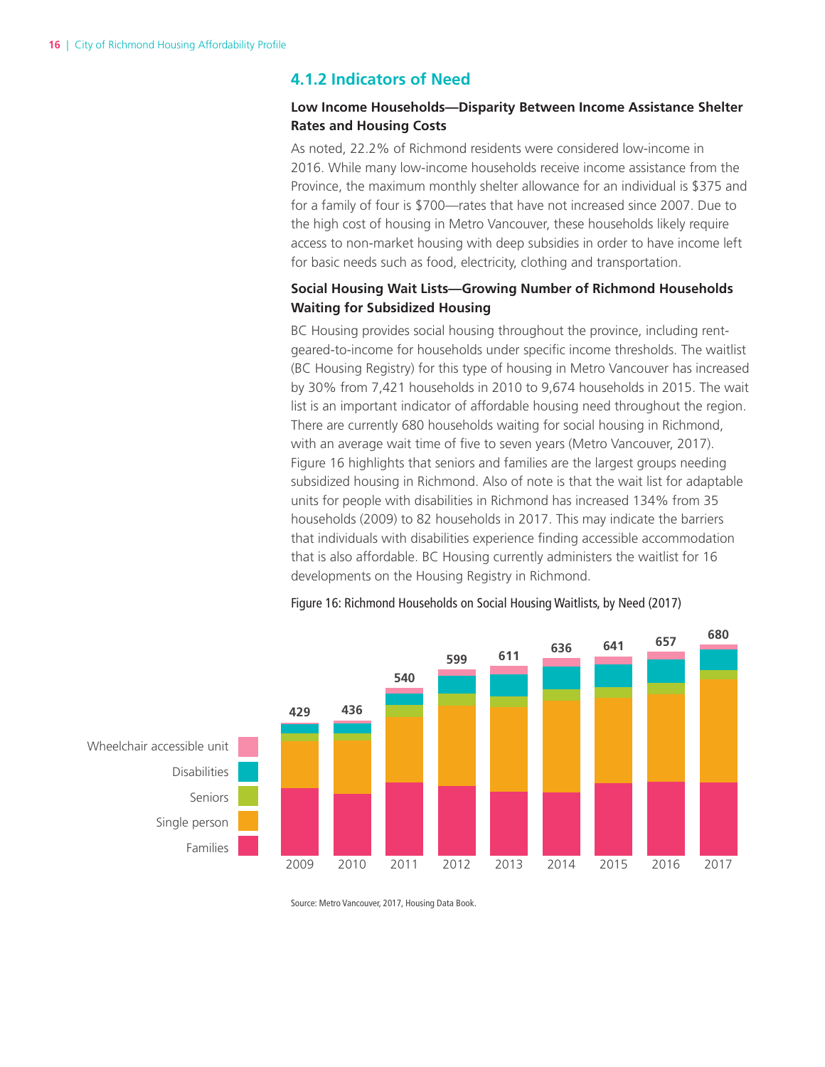### 4.1.2 Indicators of Need

**Low Income Households—Disparity Between Income Assistance Shelter Rates and Housing Costs**

As noted, 22.2% of Richmond residents were considered low-income in 2016. While many low-income households receive income assistance from the Province, the maximum monthly shelter allowance for an individual is $375 and for a family of four is $700—rates that have not increased since 2007. Due to the high cost of housing in Metro Vancouver, these households likely require access to non-market housing with deep subsidies in order to have income left for basic needs such as food, electricity, clothing and transportation.

**Social Housing Wait Lists—Growing Number of Richmond Households Waiting for Subsidized Housing**

BC Housing provides social housing throughout the province, including rent-geared-to-income for households under specific income thresholds. The waitlist (BC Housing Registry) for this type of housing in Metro Vancouver has increased by 30% from 7,421 households in 2010 to 9,674 households in 2015. The wait list is an important indicator of affordable housing need throughout the region. There are currently 680 households waiting for social housing in Richmond, with an average wait time of five to seven years (Metro Vancouver, 2017). Figure 16 highlights that seniors and families are the largest groups needing subsidized housing in Richmond. Also of note is that the wait list for adaptable units for people with disabilities in Richmond has increased 134% from 35 households (2009) to 82 households in 2017. This may indicate the barriers that individuals with disabilities experience finding accessible accommodation that is also affordable. BC Housing currently administers the waitlist for 16 developments on the Housing Registry in Richmond.

Figure 16: Richmond Households on Social Housing Waitlists, by Need (2017)

| Year | Total households |
|---|---|
| 2009 | 429 |
| 2010 | 436 |
| 2011 | 540 |
| 2012 | 599 |
| 2013 | 611 |
| 2014 | 636 |
| 2015 | 641 |
| 2016 | 657 |
| 2017 | 680 |

Legend: Wheelchair accessible unit, Disabilities, Seniors, Single person, Families

Source: Metro Vancouver, 2017, Housing Data Book.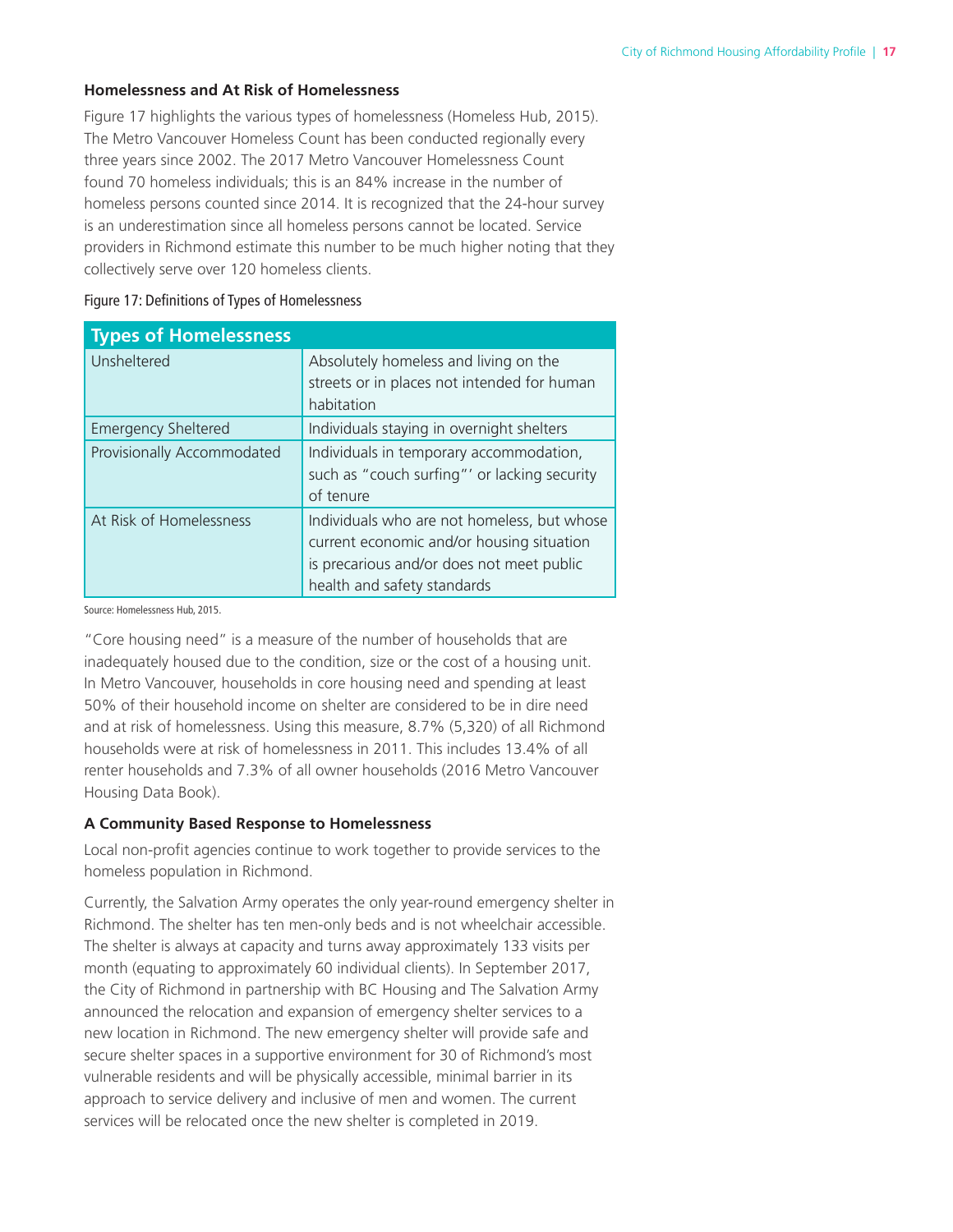### Homelessness and At Risk of Homelessness

Figure 17 highlights the various types of homelessness (Homeless Hub, 2015). The Metro Vancouver Homeless Count has been conducted regionally every three years since 2002. The 2017 Metro Vancouver Homelessness Count found 70 homeless individuals; this is an 84% increase in the number of homeless persons counted since 2014. It is recognized that the 24-hour survey is an underestimation since all homeless persons cannot be located. Service providers in Richmond estimate this number to be much higher noting that they collectively serve over 120 homeless clients.

Figure 17: Definitions of Types of Homelessness

| Types of Homelessness | |
|---|---|
| Unsheltered | Absolutely homeless and living on the streets or in places not intended for human habitation |
| Emergency Sheltered | Individuals staying in overnight shelters |
| Provisionally Accommodated | Individuals in temporary accommodation, such as "couch surfing"' or lacking security of tenure |
| At Risk of Homelessness | Individuals who are not homeless, but whose current economic and/or housing situation is precarious and/or does not meet public health and safety standards |

Source: Homelessness Hub, 2015.

"Core housing need" is a measure of the number of households that are inadequately housed due to the condition, size or the cost of a housing unit. In Metro Vancouver, households in core housing need and spending at least 50% of their household income on shelter are considered to be in dire need and at risk of homelessness. Using this measure, 8.7% (5,320) of all Richmond households were at risk of homelessness in 2011. This includes 13.4% of all renter households and 7.3% of all owner households (2016 Metro Vancouver Housing Data Book).

### A Community Based Response to Homelessness

Local non-profit agencies continue to work together to provide services to the homeless population in Richmond.

Currently, the Salvation Army operates the only year-round emergency shelter in Richmond. The shelter has ten men-only beds and is not wheelchair accessible. The shelter is always at capacity and turns away approximately 133 visits per month (equating to approximately 60 individual clients). In September 2017, the City of Richmond in partnership with BC Housing and The Salvation Army announced the relocation and expansion of emergency shelter services to a new location in Richmond. The new emergency shelter will provide safe and secure shelter spaces in a supportive environment for 30 of Richmond's most vulnerable residents and will be physically accessible, minimal barrier in its approach to service delivery and inclusive of men and women. The current services will be relocated once the new shelter is completed in 2019.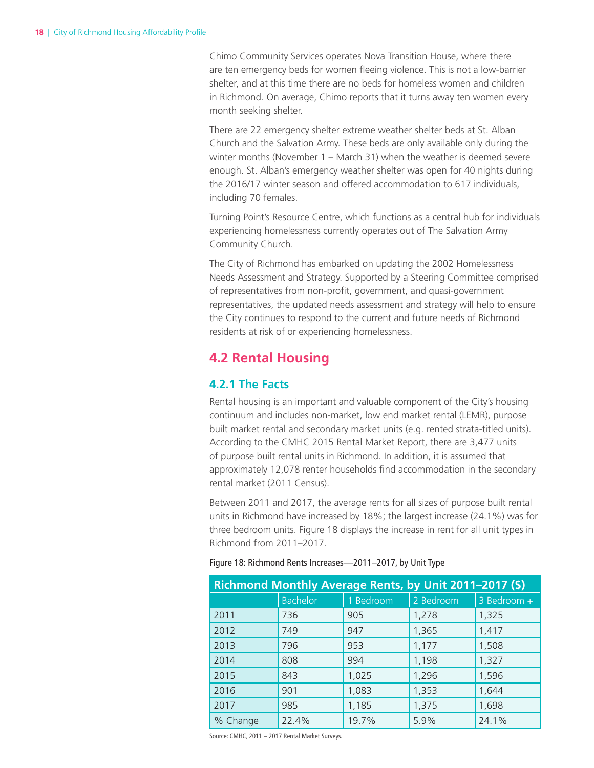Chimo Community Services operates Nova Transition House, where there are ten emergency beds for women fleeing violence. This is not a low-barrier shelter, and at this time there are no beds for homeless women and children in Richmond. On average, Chimo reports that it turns away ten women every month seeking shelter.

There are 22 emergency shelter extreme weather shelter beds at St. Alban Church and the Salvation Army. These beds are only available only during the winter months (November 1 – March 31) when the weather is deemed severe enough. St. Alban's emergency weather shelter was open for 40 nights during the 2016/17 winter season and offered accommodation to 617 individuals, including 70 females.

Turning Point's Resource Centre, which functions as a central hub for individuals experiencing homelessness currently operates out of The Salvation Army Community Church.

The City of Richmond has embarked on updating the 2002 Homelessness Needs Assessment and Strategy. Supported by a Steering Committee comprised of representatives from non-profit, government, and quasi-government representatives, the updated needs assessment and strategy will help to ensure the City continues to respond to the current and future needs of Richmond residents at risk of or experiencing homelessness.

## 4.2 Rental Housing

### 4.2.1 The Facts

Rental housing is an important and valuable component of the City's housing continuum and includes non-market, low end market rental (LEMR), purpose built market rental and secondary market units (e.g. rented strata-titled units). According to the CMHC 2015 Rental Market Report, there are 3,477 units of purpose built rental units in Richmond. In addition, it is assumed that approximately 12,078 renter households find accommodation in the secondary rental market (2011 Census).

Between 2011 and 2017, the average rents for all sizes of purpose built rental units in Richmond have increased by 18%; the largest increase (24.1%) was for three bedroom units. Figure 18 displays the increase in rent for all unit types in Richmond from 2011–2017.

Figure 18: Richmond Rents Increases—2011–2017, by Unit Type

| Richmond Monthly Average Rents, by Unit 2011–2017 ($) | | | | |
|---|---|---|---|---|
| | Bachelor | 1 Bedroom | 2 Bedroom | 3 Bedroom + |
| 2011 | 736 | 905 | 1,278 | 1,325 |
| 2012 | 749 | 947 | 1,365 | 1,417 |
| 2013 | 796 | 953 | 1,177 | 1,508 |
| 2014 | 808 | 994 | 1,198 | 1,327 |
| 2015 | 843 | 1,025 | 1,296 | 1,596 |
| 2016 | 901 | 1,083 | 1,353 | 1,644 |
| 2017 | 985 | 1,185 | 1,375 | 1,698 |
| % Change | 22.4% | 19.7% | 5.9% | 24.1% |

Source: CMHC, 2011 – 2017 Rental Market Surveys.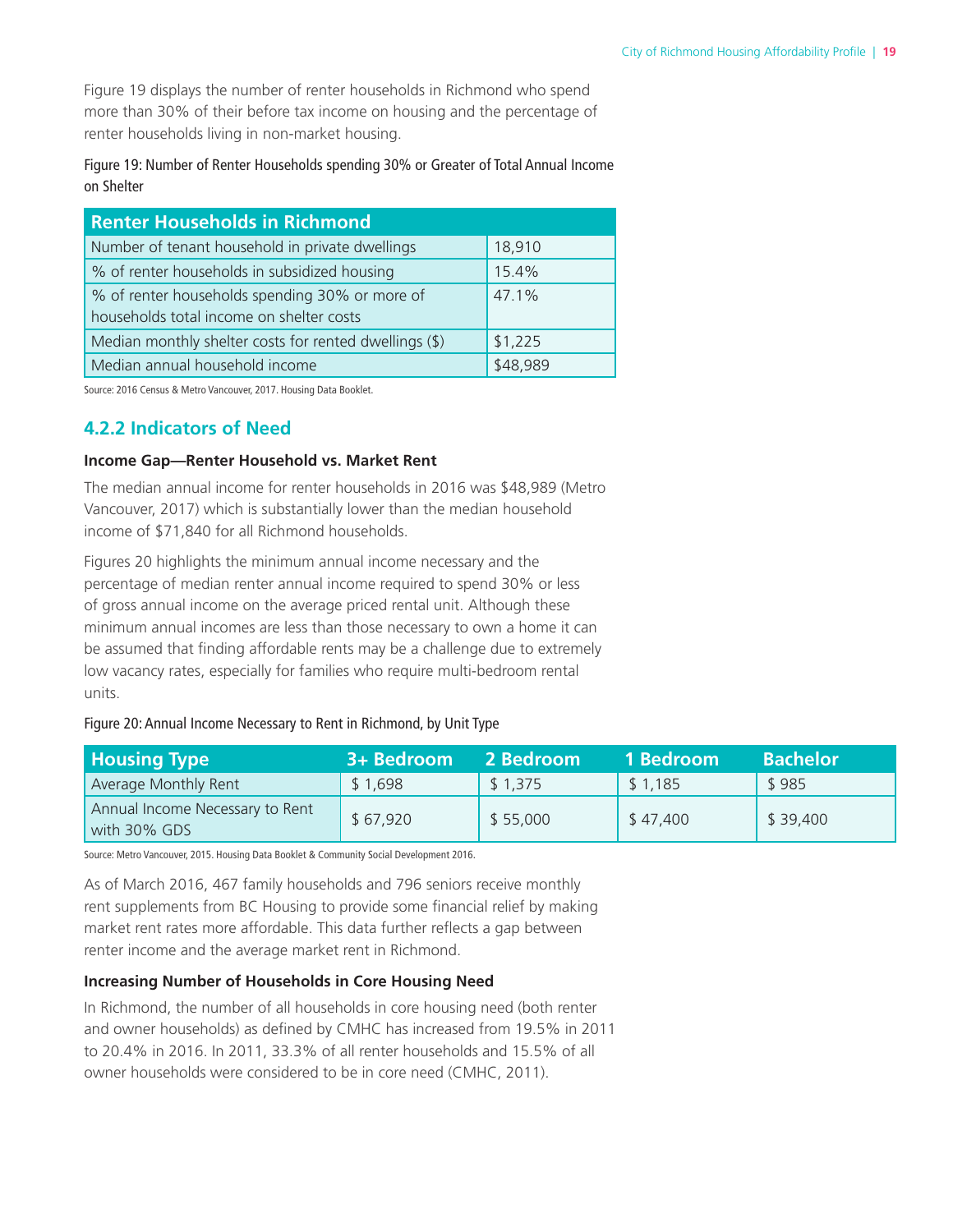Figure 19 displays the number of renter households in Richmond who spend more than 30% of their before tax income on housing and the percentage of renter households living in non-market housing.

Figure 19: Number of Renter Households spending 30% or Greater of Total Annual Income on Shelter

| Renter Households in Richmond | |
|---|---|
| Number of tenant household in private dwellings | 18,910 |
| % of renter households in subsidized housing | 15.4% |
| % of renter households spending 30% or more of households total income on shelter costs | 47.1% |
| Median monthly shelter costs for rented dwellings ($) | $1,225 |
| Median annual household income | $48,989 |

Source: 2016 Census & Metro Vancouver, 2017. Housing Data Booklet.

### 4.2.2 Indicators of Need

**Income Gap—Renter Household vs. Market Rent**

The median annual income for renter households in 2016 was $48,989 (Metro Vancouver, 2017) which is substantially lower than the median household income of $71,840 for all Richmond households.

Figures 20 highlights the minimum annual income necessary and the percentage of median renter annual income required to spend 30% or less of gross annual income on the average priced rental unit. Although these minimum annual incomes are less than those necessary to own a home it can be assumed that finding affordable rents may be a challenge due to extremely low vacancy rates, especially for families who require multi-bedroom rental units.

Figure 20: Annual Income Necessary to Rent in Richmond, by Unit Type

| Housing Type | 3+ Bedroom | 2 Bedroom | 1 Bedroom | Bachelor |
|---|---|---|---|---|
| Average Monthly Rent | $ 1,698 | $ 1,375 | $ 1,185 | $ 985 |
| Annual Income Necessary to Rent with 30% GDS | $ 67,920 | $ 55,000 | $ 47,400 | $ 39,400 |

Source: Metro Vancouver, 2015. Housing Data Booklet & Community Social Development 2016.

As of March 2016, 467 family households and 796 seniors receive monthly rent supplements from BC Housing to provide some financial relief by making market rent rates more affordable. This data further reflects a gap between renter income and the average market rent in Richmond.

**Increasing Number of Households in Core Housing Need**

In Richmond, the number of all households in core housing need (both renter and owner households) as defined by CMHC has increased from 19.5% in 2011 to 20.4% in 2016. In 2011, 33.3% of all renter households and 15.5% of all owner households were considered to be in core need (CMHC, 2011).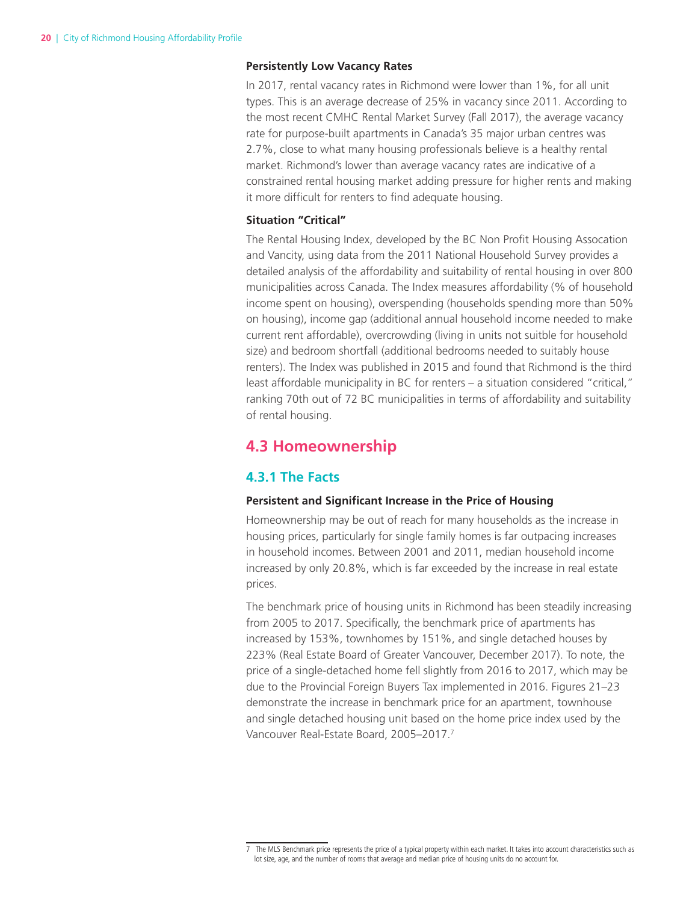**Persistently Low Vacancy Rates**

In 2017, rental vacancy rates in Richmond were lower than 1%, for all unit types. This is an average decrease of 25% in vacancy since 2011. According to the most recent CMHC Rental Market Survey (Fall 2017), the average vacancy rate for purpose-built apartments in Canada's 35 major urban centres was 2.7%, close to what many housing professionals believe is a healthy rental market. Richmond's lower than average vacancy rates are indicative of a constrained rental housing market adding pressure for higher rents and making it more difficult for renters to find adequate housing.

**Situation "Critical"**

The Rental Housing Index, developed by the BC Non Profit Housing Assocation and Vancity, using data from the 2011 National Household Survey provides a detailed analysis of the affordability and suitability of rental housing in over 800 municipalities across Canada. The Index measures affordability (% of household income spent on housing), overspending (households spending more than 50% on housing), income gap (additional annual household income needed to make current rent affordable), overcrowding (living in units not suitble for household size) and bedroom shortfall (additional bedrooms needed to suitably house renters). The Index was published in 2015 and found that Richmond is the third least affordable municipality in BC for renters – a situation considered "critical," ranking 70th out of 72 BC municipalities in terms of affordability and suitability of rental housing.

## 4.3 Homeownership

### 4.3.1 The Facts

**Persistent and Significant Increase in the Price of Housing**

Homeownership may be out of reach for many households as the increase in housing prices, particularly for single family homes is far outpacing increases in household incomes. Between 2001 and 2011, median household income increased by only 20.8%, which is far exceeded by the increase in real estate prices.

The benchmark price of housing units in Richmond has been steadily increasing from 2005 to 2017. Specifically, the benchmark price of apartments has increased by 153%, townhomes by 151%, and single detached houses by 223% (Real Estate Board of Greater Vancouver, December 2017). To note, the price of a single-detached home fell slightly from 2016 to 2017, which may be due to the Provincial Foreign Buyers Tax implemented in 2016. Figures 21–23 demonstrate the increase in benchmark price for an apartment, townhouse and single detached housing unit based on the home price index used by the Vancouver Real-Estate Board, 2005–2017.[7]

---

[7] The MLS Benchmark price represents the price of a typical property within each market. It takes into account characteristics such as lot size, age, and the number of rooms that average and median price of housing units do no account for.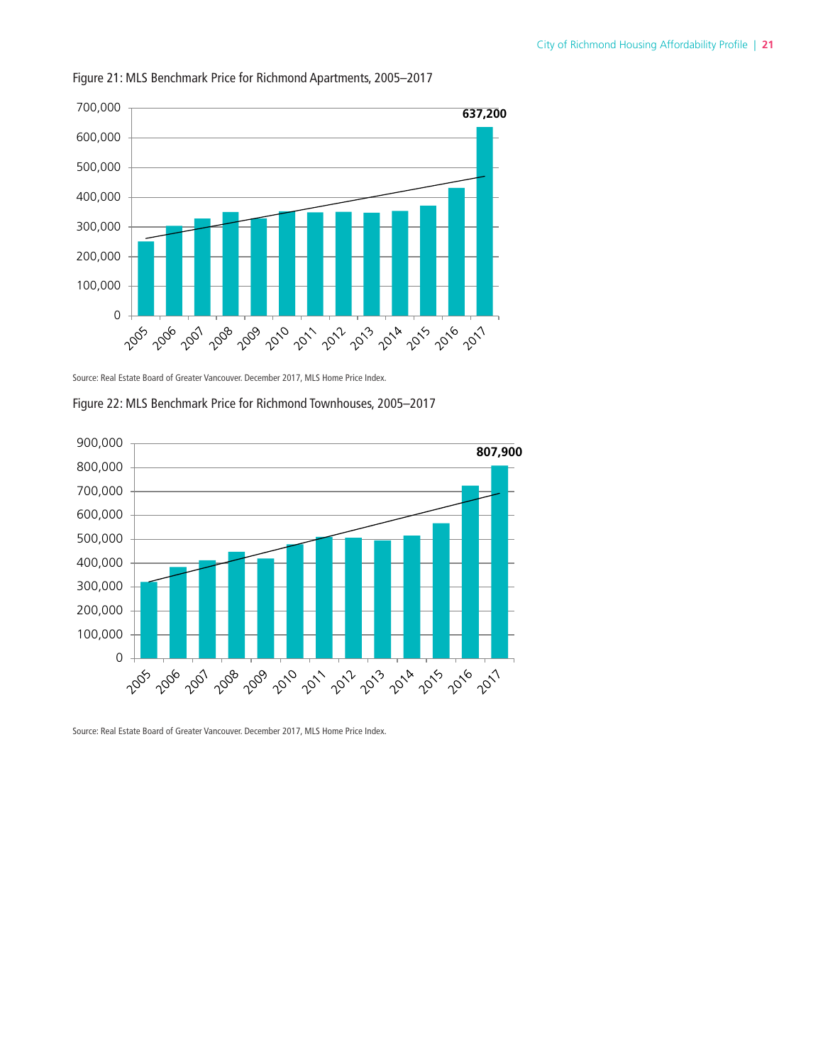Figure 21: MLS Benchmark Price for Richmond Apartments, 2005–2017

Source: Real Estate Board of Greater Vancouver. December 2017, MLS Home Price Index.

Figure 22: MLS Benchmark Price for Richmond Townhouses, 2005–2017

Source: Real Estate Board of Greater Vancouver. December 2017, MLS Home Price Index.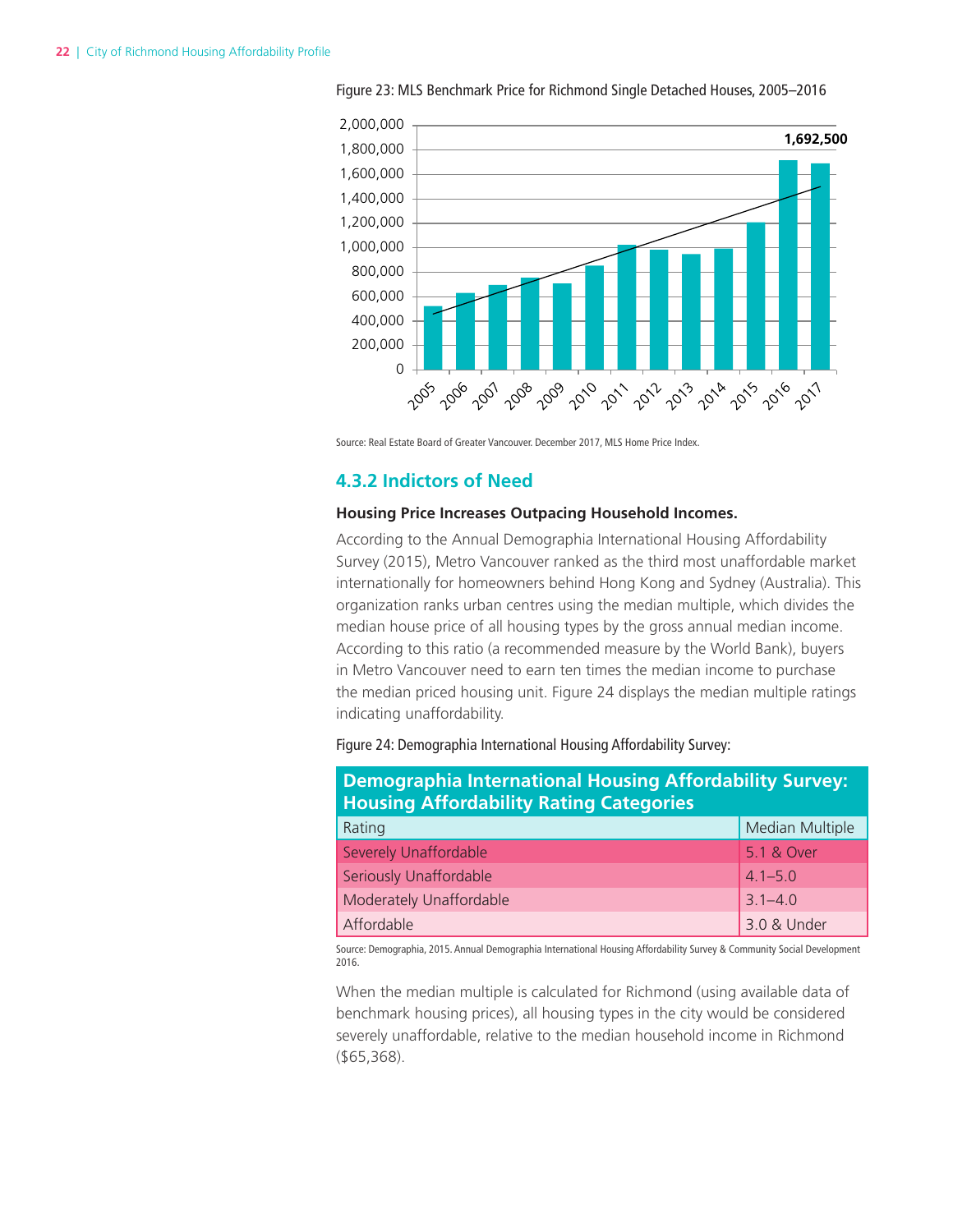Figure 23: MLS Benchmark Price for Richmond Single Detached Houses, 2005–2016

Source: Real Estate Board of Greater Vancouver. December 2017, MLS Home Price Index.

### 4.3.2 Indictors of Need

**Housing Price Increases Outpacing Household Incomes.**

According to the Annual Demographia International Housing Affordability Survey (2015), Metro Vancouver ranked as the third most unaffordable market internationally for homeowners behind Hong Kong and Sydney (Australia). This organization ranks urban centres using the median multiple, which divides the median house price of all housing types by the gross annual median income. According to this ratio (a recommended measure by the World Bank), buyers in Metro Vancouver need to earn ten times the median income to purchase the median priced housing unit. Figure 24 displays the median multiple ratings indicating unaffordability.

Figure 24: Demographia International Housing Affordability Survey:

| Demographia International Housing Affordability Survey: Housing Affordability Rating Categories | |
|---|---|
| Rating | Median Multiple |
| Severely Unaffordable | 5.1 & Over |
| Seriously Unaffordable | 4.1–5.0 |
| Moderately Unaffordable | 3.1–4.0 |
| Affordable | 3.0 & Under |

Source: Demographia, 2015. Annual Demographia International Housing Affordability Survey & Community Social Development 2016.

When the median multiple is calculated for Richmond (using available data of benchmark housing prices), all housing types in the city would be considered severely unaffordable, relative to the median household income in Richmond ($65,368).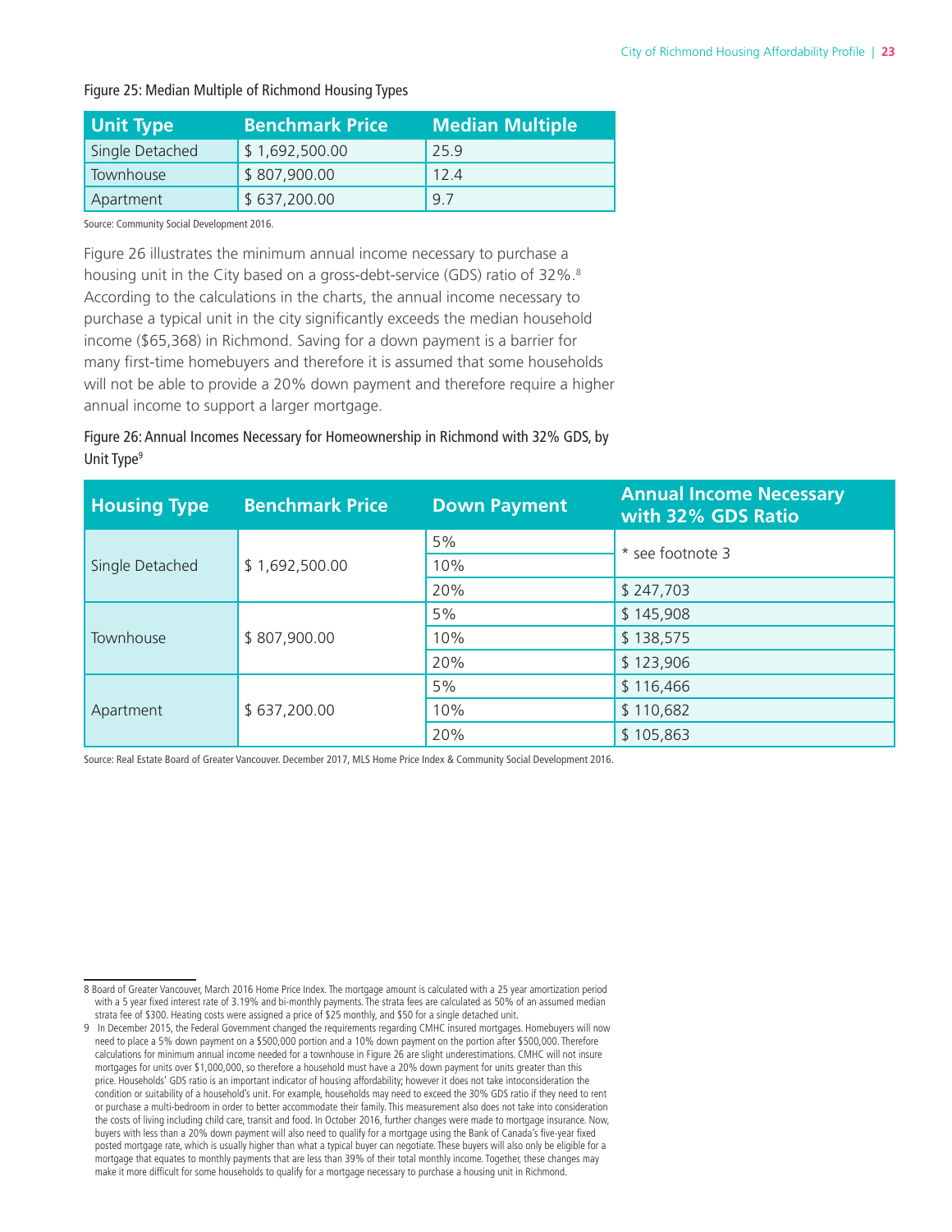Figure 25: Median Multiple of Richmond Housing Types

| Unit Type | Benchmark Price | Median Multiple |
|---|---|---|
| Single Detached | $ 1,692,500.00 | 25.9 |
| Townhouse | $ 807,900.00 | 12.4 |
| Apartment | $ 637,200.00 | 9.7 |

Source: Community Social Development 2016.

Figure 26 illustrates the minimum annual income necessary to purchase a housing unit in the City based on a gross-debt-service (GDS) ratio of 32%.[8] According to the calculations in the charts, the annual income necessary to purchase a typical unit in the city significantly exceeds the median household income ($65,368) in Richmond. Saving for a down payment is a barrier for many first-time homebuyers and therefore it is assumed that some households will not be able to provide a 20% down payment and therefore require a higher annual income to support a larger mortgage.

Figure 26: Annual Incomes Necessary for Homeownership in Richmond with 32% GDS, by Unit Type[9]

| Housing Type | Benchmark Price | Down Payment | Annual Income Necessary with 32% GDS Ratio |
|---|---|---|---|
| Single Detached | $ 1,692,500.00 | 5% | * see footnote 3 |
| | | 10% | |
| | | 20% | $ 247,703 |
| Townhouse | $ 807,900.00 | 5% | $ 145,908 |
| | | 10% | $ 138,575 |
| | | 20% | $ 123,906 |
| Apartment | $ 637,200.00 | 5% | $ 116,466 |
| | | 10% | $ 110,682 |
| | | 20% | $ 105,863 |

Source: Real Estate Board of Greater Vancouver. December 2017, MLS Home Price Index & Community Social Development 2016.

---

8 Board of Greater Vancouver, March 2016 Home Price Index. The mortgage amount is calculated with a 25 year amortization period with a 5 year fixed interest rate of 3.19% and bi-monthly payments. The strata fees are calculated as 50% of an assumed median strata fee of $300. Heating costs were assigned a price of $25 monthly, and $50 for a single detached unit.

9 In December 2015, the Federal Government changed the requirements regarding CMHC insured mortgages. Homebuyers will now need to place a 5% down payment on a $500,000 portion and a 10% down payment on the portion after $500,000. Therefore calculations for minimum annual income needed for a townhouse in Figure 26 are slight underestimations. CMHC will not insure mortgages for units over $1,000,000, so therefore a household must have a 20% down payment for units greater than this price. Households' GDS ratio is an important indicator of housing affordability; however it does not take intoconsideration the condition or suitability of a household's unit. For example, households may need to exceed the 30% GDS ratio if they need to rent or purchase a multi-bedroom in order to better accommodate their family. This measurement also does not take into consideration the costs of living including child care, transit and food. In October 2016, further changes were made to mortgage insurance. Now, buyers with less than a 20% down payment will also need to qualify for a mortgage using the Bank of Canada's five-year fixed posted mortgage rate, which is usually higher than what a typical buyer can negotiate. These buyers will also only be eligible for a mortgage that equates to monthly payments that are less than 39% of their total monthly income. Together, these changes may make it more difficult for some households to qualify for a mortgage necessary to purchase a housing unit in Richmond.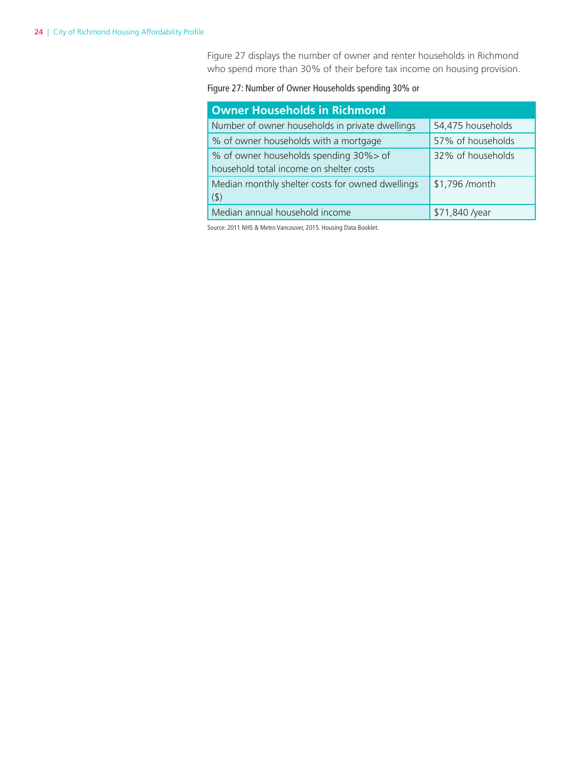Figure 27 displays the number of owner and renter households in Richmond who spend more than 30% of their before tax income on housing provision.

Figure 27: Number of Owner Households spending 30% or

| Owner Households in Richmond | |
|---|---|
| Number of owner households in private dwellings | 54,475 households |
| % of owner households with a mortgage | 57% of households |
| % of owner households spending 30%> of household total income on shelter costs | 32% of households |
| Median monthly shelter costs for owned dwellings ($) | $1,796 /month |
| Median annual household income | $71,840 /year |

Source: 2011 NHS & Metro Vancouver, 2015. Housing Data Booklet.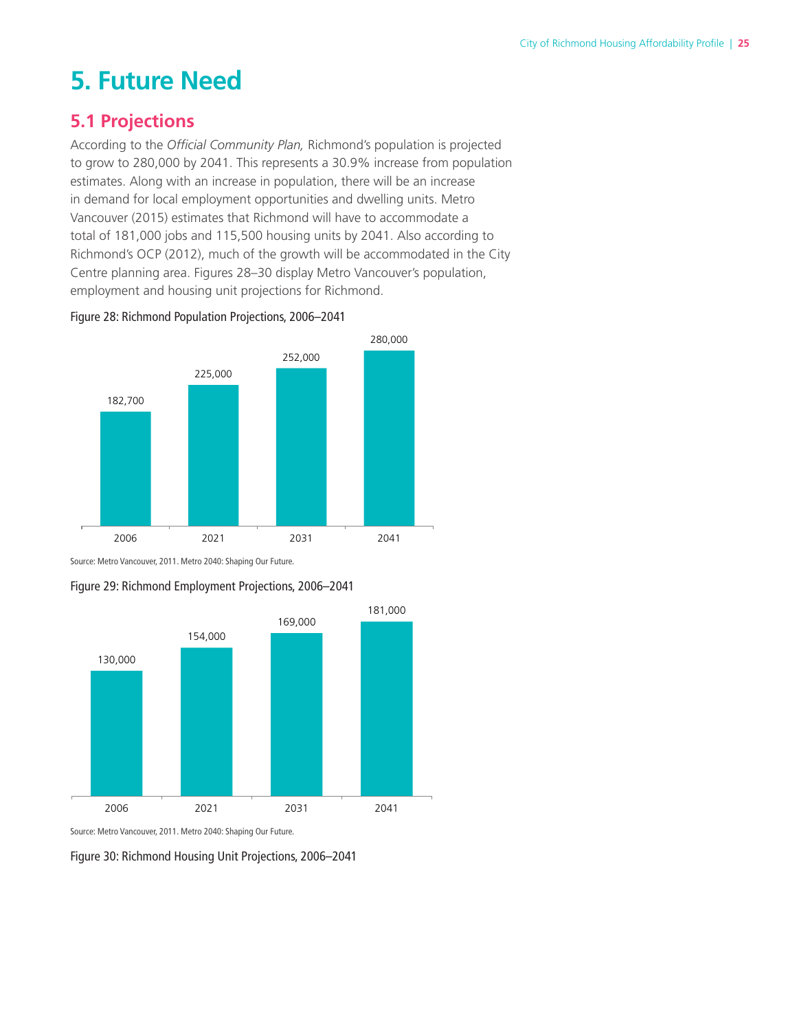# 5. Future Need

## 5.1 Projections

According to the *Official Community Plan,* Richmond's population is projected to grow to 280,000 by 2041. This represents a 30.9% increase from population estimates. Along with an increase in population, there will be an increase in demand for local employment opportunities and dwelling units. Metro Vancouver (2015) estimates that Richmond will have to accommodate a total of 181,000 jobs and 115,500 housing units by 2041. Also according to Richmond's OCP (2012), much of the growth will be accommodated in the City Centre planning area. Figures 28–30 display Metro Vancouver's population, employment and housing unit projections for Richmond.

Figure 28: Richmond Population Projections, 2006–2041

| Year | Population |
|---|---|
| 2006 | 182,700 |
| 2021 | 225,000 |
| 2031 | 252,000 |
| 2041 | 280,000 |

Source: Metro Vancouver, 2011. Metro 2040: Shaping Our Future.

Figure 29: Richmond Employment Projections, 2006–2041

| Year | Employment |
|---|---|
| 2006 | 130,000 |
| 2021 | 154,000 |
| 2031 | 169,000 |
| 2041 | 181,000 |

Source: Metro Vancouver, 2011. Metro 2040: Shaping Our Future.

Figure 30: Richmond Housing Unit Projections, 2006–2041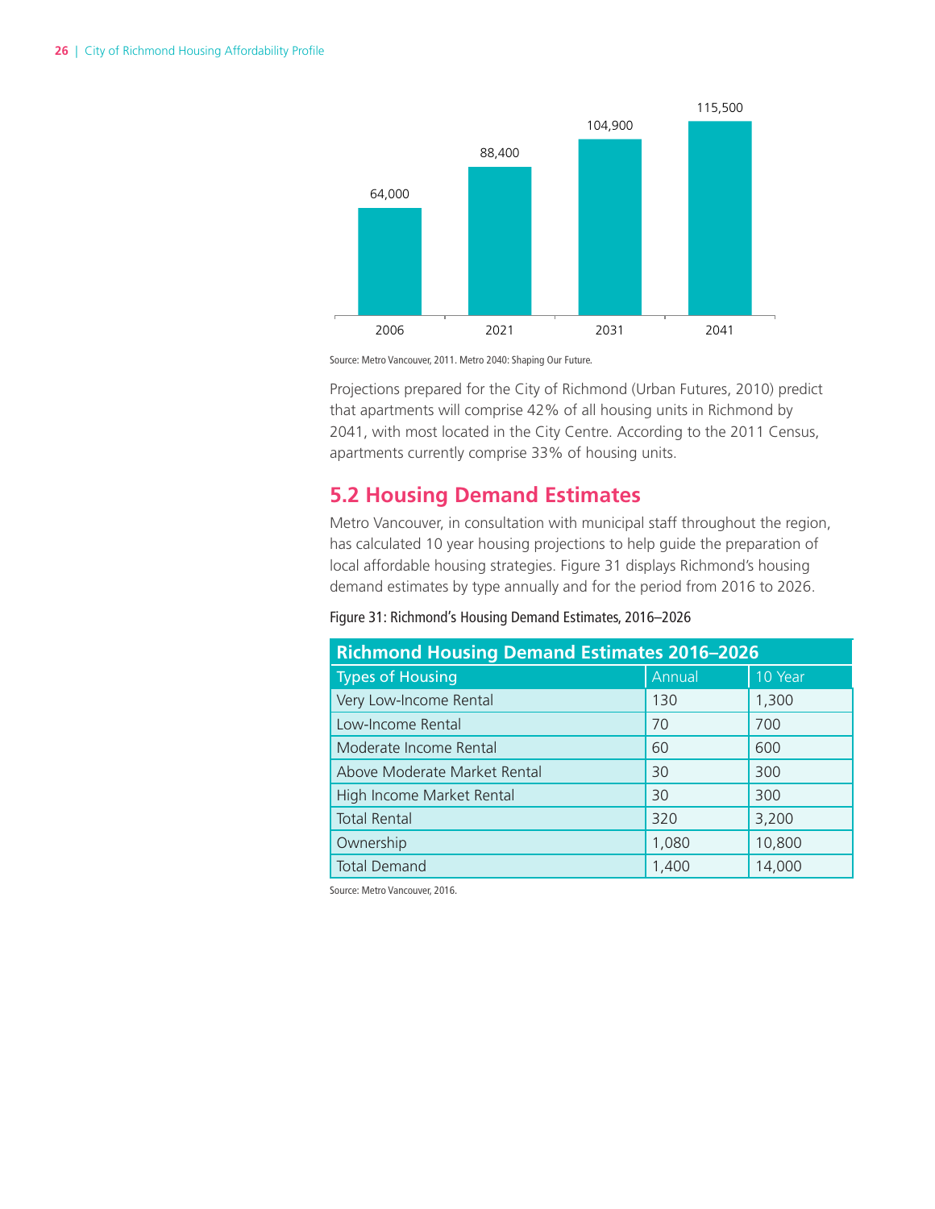| 2006 | 2021 | 2031 | 2041 |
|---|---|---|---|
| 64,000 | 88,400 | 104,900 | 115,500 |

Source: Metro Vancouver, 2011. Metro 2040: Shaping Our Future.

Projections prepared for the City of Richmond (Urban Futures, 2010) predict that apartments will comprise 42% of all housing units in Richmond by 2041, with most located in the City Centre. According to the 2011 Census, apartments currently comprise 33% of housing units.

## 5.2 Housing Demand Estimates

Metro Vancouver, in consultation with municipal staff throughout the region, has calculated 10 year housing projections to help guide the preparation of local affordable housing strategies. Figure 31 displays Richmond's housing demand estimates by type annually and for the period from 2016 to 2026.

Figure 31: Richmond's Housing Demand Estimates, 2016–2026

| Richmond Housing Demand Estimates 2016–2026 | | |
|---|---|---|
| Types of Housing | Annual | 10 Year |
| Very Low-Income Rental | 130 | 1,300 |
| Low-Income Rental | 70 | 700 |
| Moderate Income Rental | 60 | 600 |
| Above Moderate Market Rental | 30 | 300 |
| High Income Market Rental | 30 | 300 |
| Total Rental | 320 | 3,200 |
| Ownership | 1,080 | 10,800 |
| Total Demand | 1,400 | 14,000 |

Source: Metro Vancouver, 2016.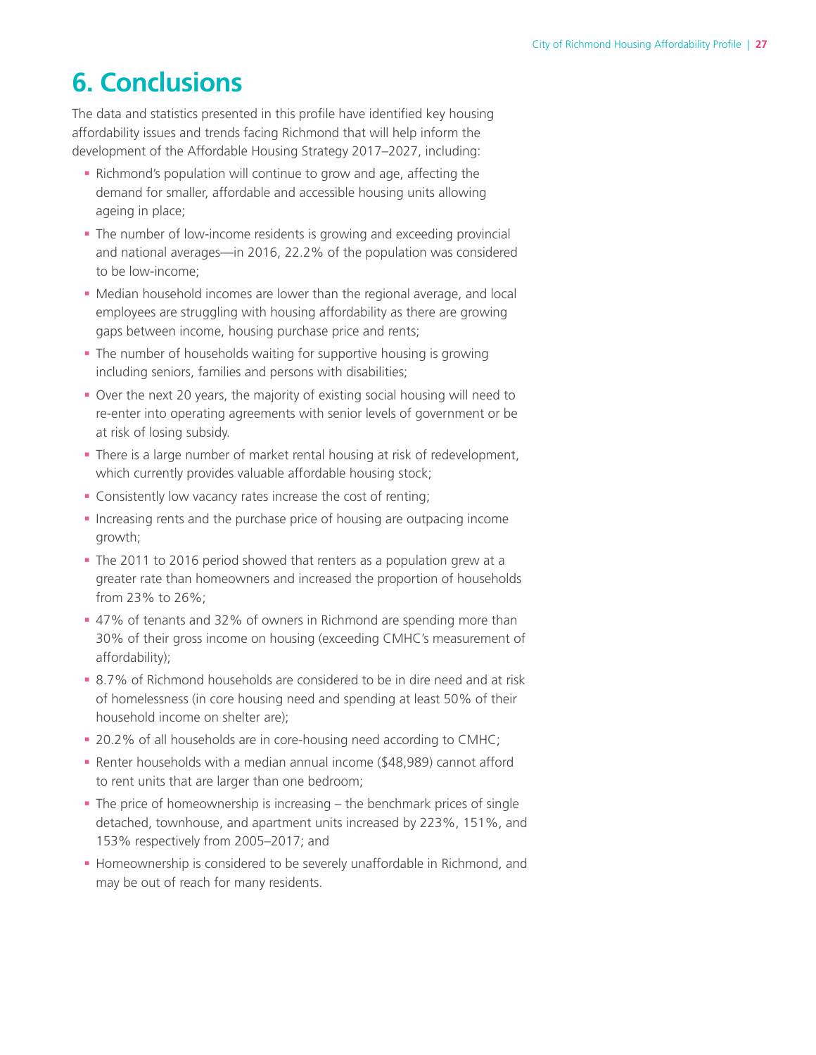# 6. Conclusions

The data and statistics presented in this profile have identified key housing affordability issues and trends facing Richmond that will help inform the development of the Affordable Housing Strategy 2017–2027, including:

- Richmond's population will continue to grow and age, affecting the demand for smaller, affordable and accessible housing units allowing ageing in place;
- The number of low-income residents is growing and exceeding provincial and national averages—in 2016, 22.2% of the population was considered to be low-income;
- Median household incomes are lower than the regional average, and local employees are struggling with housing affordability as there are growing gaps between income, housing purchase price and rents;
- The number of households waiting for supportive housing is growing including seniors, families and persons with disabilities;
- Over the next 20 years, the majority of existing social housing will need to re-enter into operating agreements with senior levels of government or be at risk of losing subsidy.
- There is a large number of market rental housing at risk of redevelopment, which currently provides valuable affordable housing stock;
- Consistently low vacancy rates increase the cost of renting;
- Increasing rents and the purchase price of housing are outpacing income growth;
- The 2011 to 2016 period showed that renters as a population grew at a greater rate than homeowners and increased the proportion of households from 23% to 26%;
- 47% of tenants and 32% of owners in Richmond are spending more than 30% of their gross income on housing (exceeding CMHC's measurement of affordability);
- 8.7% of Richmond households are considered to be in dire need and at risk of homelessness (in core housing need and spending at least 50% of their household income on shelter are);
- 20.2% of all households are in core-housing need according to CMHC;
- Renter households with a median annual income ($48,989) cannot afford to rent units that are larger than one bedroom;
- The price of homeownership is increasing – the benchmark prices of single detached, townhouse, and apartment units increased by 223%, 151%, and 153% respectively from 2005–2017; and
- Homeownership is considered to be severely unaffordable in Richmond, and may be out of reach for many residents.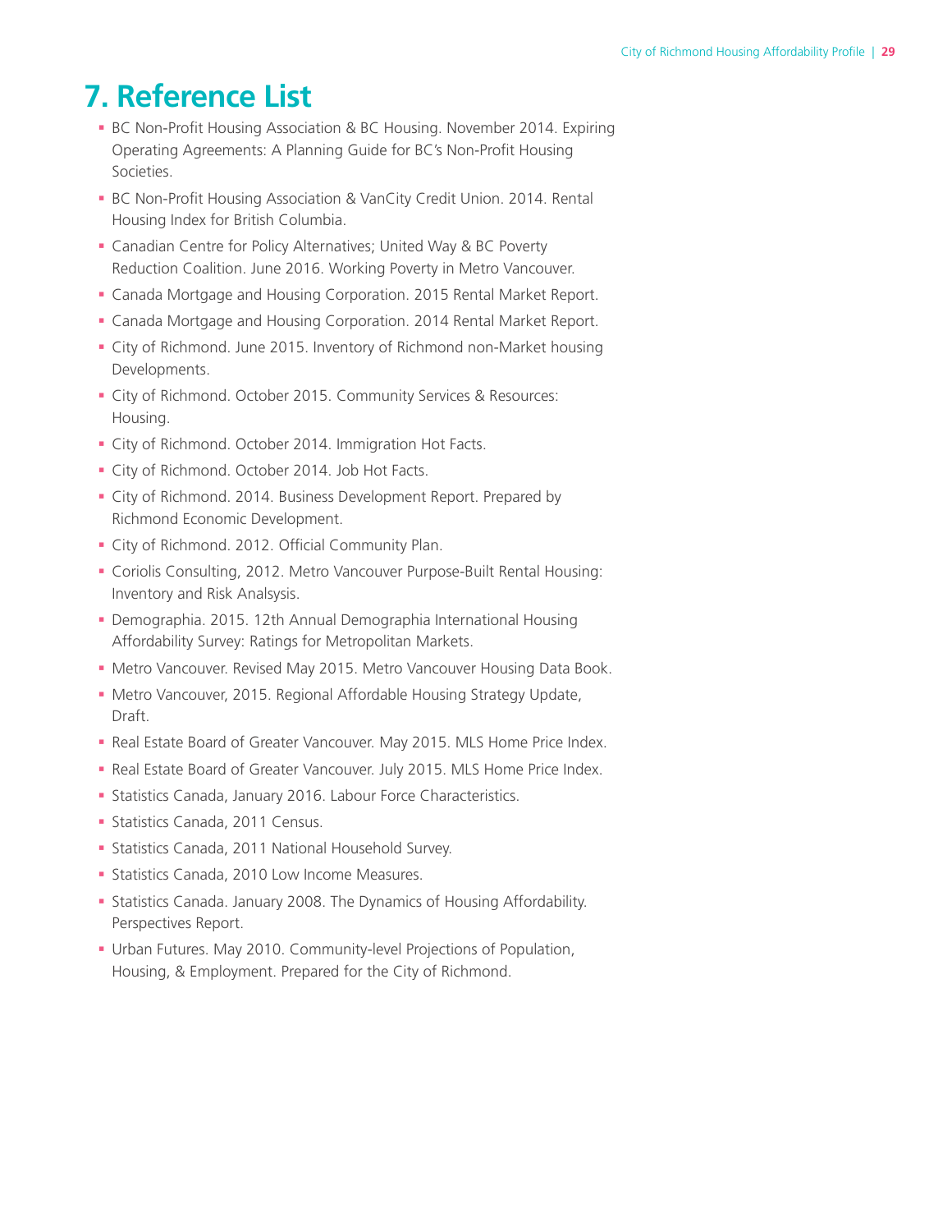# 7. Reference List

- BC Non-Profit Housing Association & BC Housing. November 2014. Expiring Operating Agreements: A Planning Guide for BC's Non-Profit Housing Societies.
- BC Non-Profit Housing Association & VanCity Credit Union. 2014. Rental Housing Index for British Columbia.
- Canadian Centre for Policy Alternatives; United Way & BC Poverty Reduction Coalition. June 2016. Working Poverty in Metro Vancouver.
- Canada Mortgage and Housing Corporation. 2015 Rental Market Report.
- Canada Mortgage and Housing Corporation. 2014 Rental Market Report.
- City of Richmond. June 2015. Inventory of Richmond non-Market housing Developments.
- City of Richmond. October 2015. Community Services & Resources: Housing.
- City of Richmond. October 2014. Immigration Hot Facts.
- City of Richmond. October 2014. Job Hot Facts.
- City of Richmond. 2014. Business Development Report. Prepared by Richmond Economic Development.
- City of Richmond. 2012. Official Community Plan.
- Coriolis Consulting, 2012. Metro Vancouver Purpose-Built Rental Housing: Inventory and Risk Analsysis.
- Demographia. 2015. 12th Annual Demographia International Housing Affordability Survey: Ratings for Metropolitan Markets.
- Metro Vancouver. Revised May 2015. Metro Vancouver Housing Data Book.
- Metro Vancouver, 2015. Regional Affordable Housing Strategy Update, Draft.
- Real Estate Board of Greater Vancouver. May 2015. MLS Home Price Index.
- Real Estate Board of Greater Vancouver. July 2015. MLS Home Price Index.
- Statistics Canada, January 2016. Labour Force Characteristics.
- Statistics Canada, 2011 Census.
- Statistics Canada, 2011 National Household Survey.
- Statistics Canada, 2010 Low Income Measures.
- Statistics Canada. January 2008. The Dynamics of Housing Affordability. Perspectives Report.
- Urban Futures. May 2010. Community-level Projections of Population, Housing, & Employment. Prepared for the City of Richmond.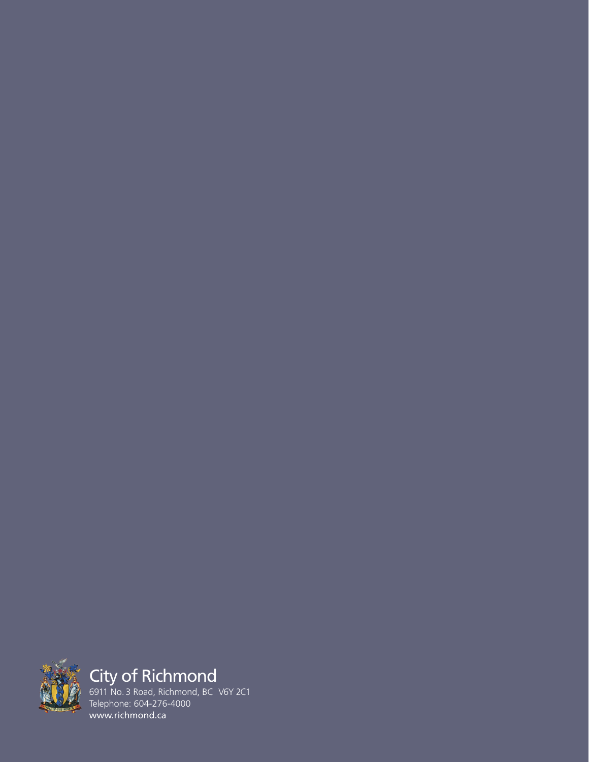City of Richmond

6911 No. 3 Road, Richmond, BC V6Y 2C1
Telephone: 604-276-4000
www.richmond.ca